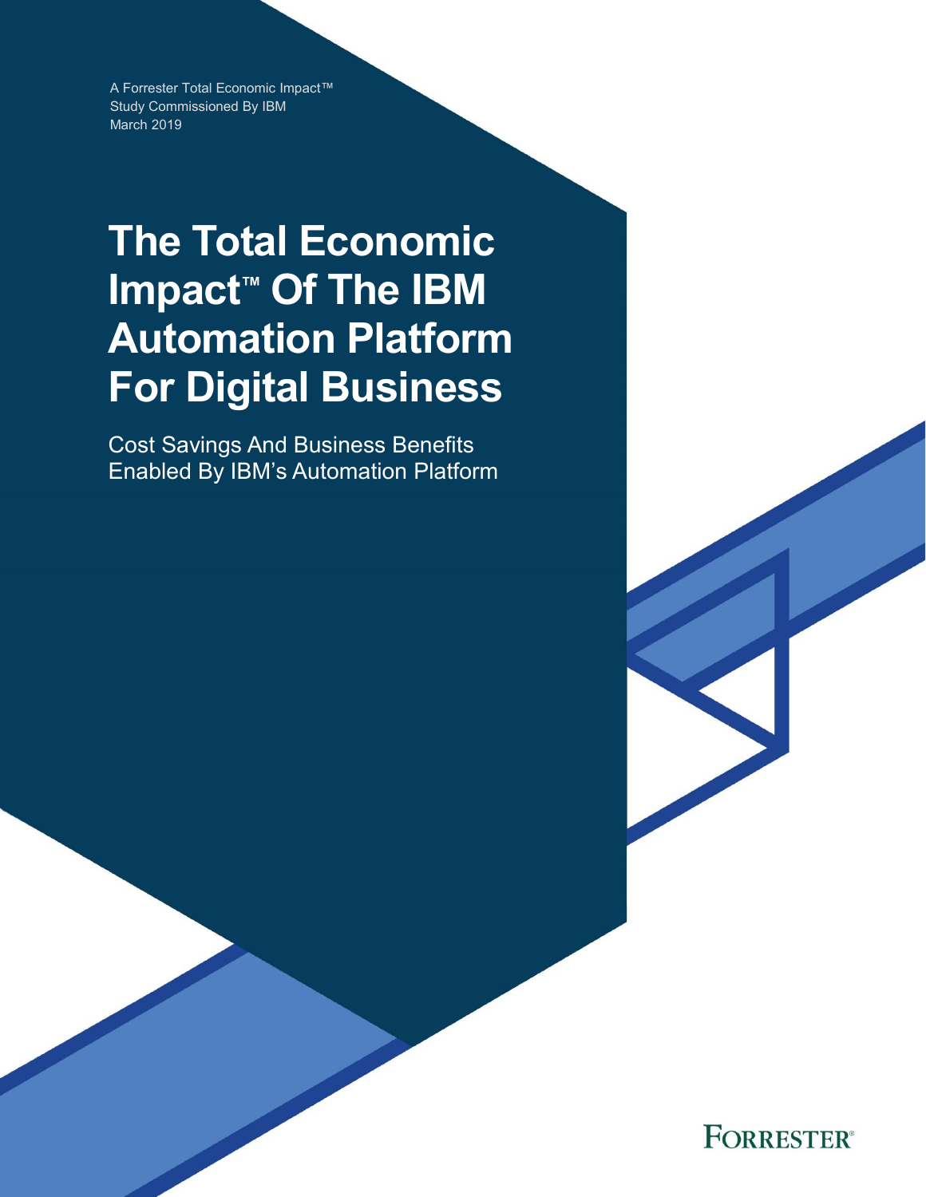A Forrester Total Economic Impact™
Study Commissioned By IBM
March 2019

# The Total Economic Impact™ Of The IBM Automation Platform For Digital Business

Cost Savings And Business Benefits Enabled By IBM's Automation Platform

FORRESTER®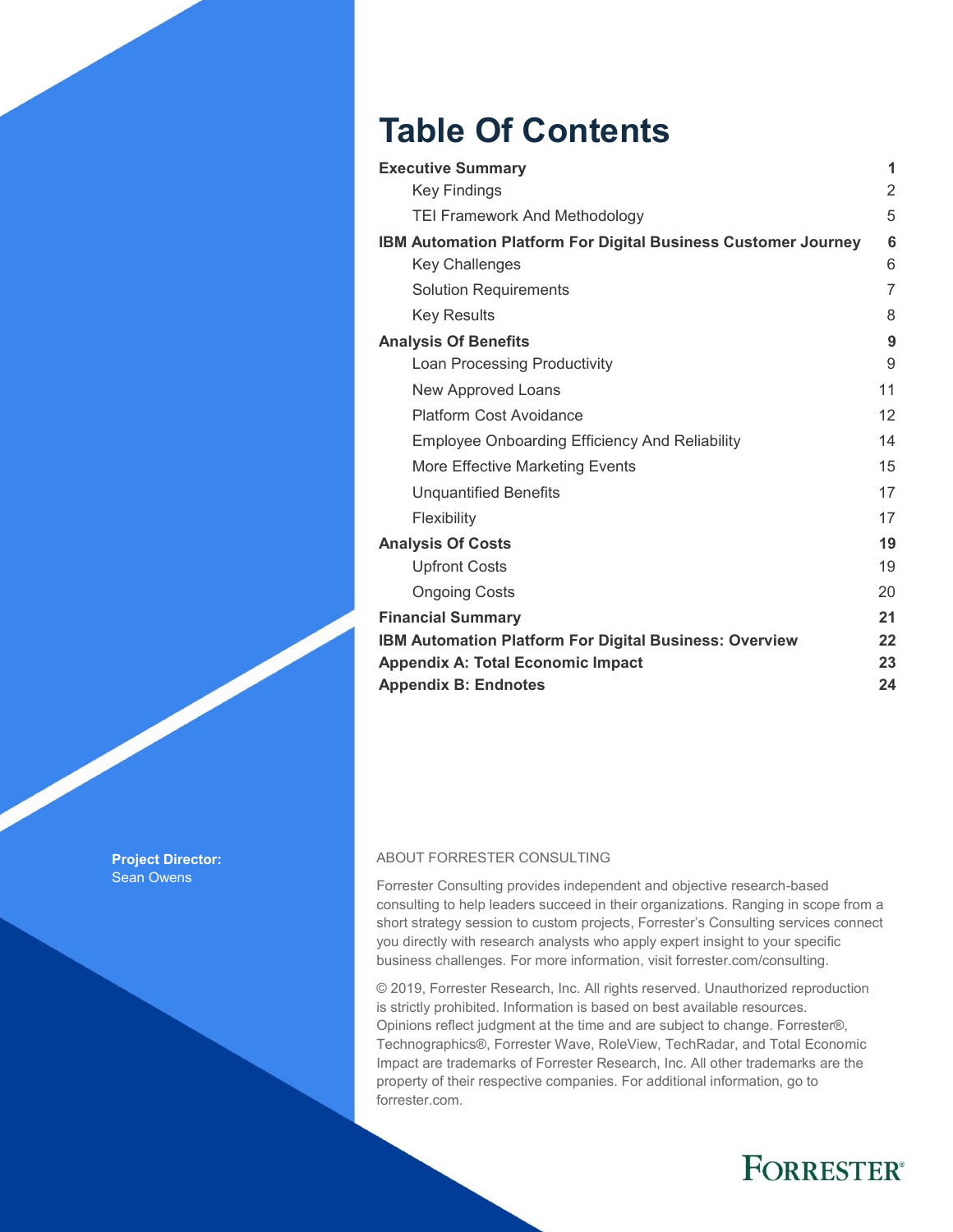# Table Of Contents

| | |
|---|---|
| **Executive Summary** | **1** |
| Key Findings | 2 |
| TEI Framework And Methodology | 5 |
| **IBM Automation Platform For Digital Business Customer Journey** | **6** |
| Key Challenges | 6 |
| Solution Requirements | 7 |
| Key Results | 8 |
| **Analysis Of Benefits** | **9** |
| Loan Processing Productivity | 9 |
| New Approved Loans | 11 |
| Platform Cost Avoidance | 12 |
| Employee Onboarding Efficiency And Reliability | 14 |
| More Effective Marketing Events | 15 |
| Unquantified Benefits | 17 |
| Flexibility | 17 |
| **Analysis Of Costs** | **19** |
| Upfront Costs | 19 |
| Ongoing Costs | 20 |
| **Financial Summary** | **21** |
| **IBM Automation Platform For Digital Business: Overview** | **22** |
| **Appendix A: Total Economic Impact** | **23** |
| **Appendix B: Endnotes** | **24** |

**Project Director:**
Sean Owens

ABOUT FORRESTER CONSULTING

Forrester Consulting provides independent and objective research-based consulting to help leaders succeed in their organizations. Ranging in scope from a short strategy session to custom projects, Forrester's Consulting services connect you directly with research analysts who apply expert insight to your specific business challenges. For more information, visit forrester.com/consulting.

© 2019, Forrester Research, Inc. All rights reserved. Unauthorized reproduction is strictly prohibited. Information is based on best available resources. Opinions reflect judgment at the time and are subject to change. Forrester®, Technographics®, Forrester Wave, RoleView, TechRadar, and Total Economic Impact are trademarks of Forrester Research, Inc. All other trademarks are the property of their respective companies. For additional information, go to forrester.com.

FORRESTER®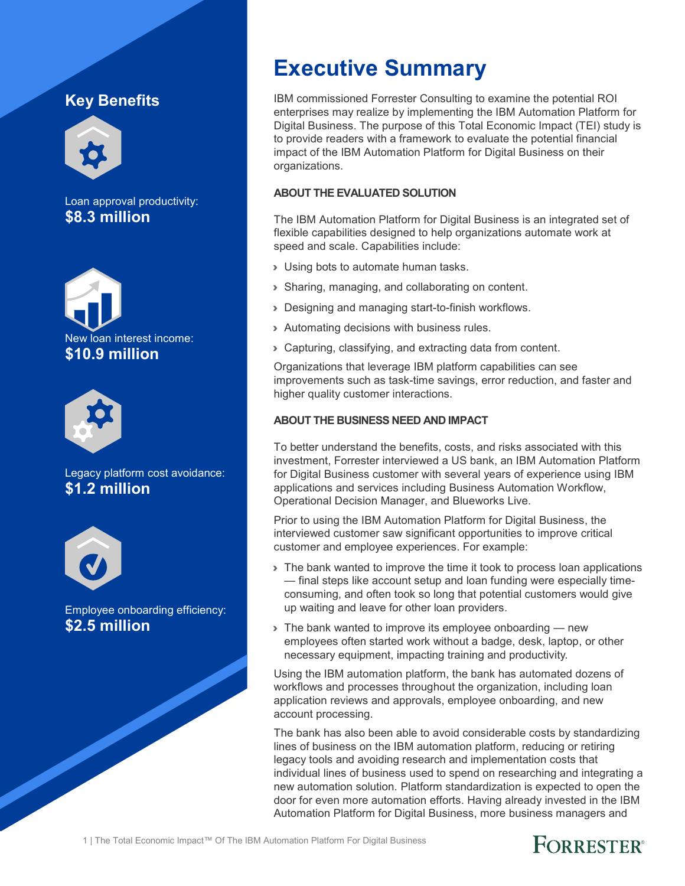## Key Benefits

Loan approval productivity:
**$8.3 million**

New loan interest income:
**$10.9 million**

Legacy platform cost avoidance:
**$1.2 million**

Employee onboarding efficiency:
**$2.5 million**

# Executive Summary

IBM commissioned Forrester Consulting to examine the potential ROI enterprises may realize by implementing the IBM Automation Platform for Digital Business. The purpose of this Total Economic Impact (TEI) study is to provide readers with a framework to evaluate the potential financial impact of the IBM Automation Platform for Digital Business on their organizations.

### ABOUT THE EVALUATED SOLUTION

The IBM Automation Platform for Digital Business is an integrated set of flexible capabilities designed to help organizations automate work at speed and scale. Capabilities include:

- Using bots to automate human tasks.
- Sharing, managing, and collaborating on content.
- Designing and managing start-to-finish workflows.
- Automating decisions with business rules.
- Capturing, classifying, and extracting data from content.

Organizations that leverage IBM platform capabilities can see improvements such as task-time savings, error reduction, and faster and higher quality customer interactions.

### ABOUT THE BUSINESS NEED AND IMPACT

To better understand the benefits, costs, and risks associated with this investment, Forrester interviewed a US bank, an IBM Automation Platform for Digital Business customer with several years of experience using IBM applications and services including Business Automation Workflow, Operational Decision Manager, and Blueworks Live.

Prior to using the IBM Automation Platform for Digital Business, the interviewed customer saw significant opportunities to improve critical customer and employee experiences. For example:

- The bank wanted to improve the time it took to process loan applications — final steps like account setup and loan funding were especially time-consuming, and often took so long that potential customers would give up waiting and leave for other loan providers.
- The bank wanted to improve its employee onboarding — new employees often started work without a badge, desk, laptop, or other necessary equipment, impacting training and productivity.

Using the IBM automation platform, the bank has automated dozens of workflows and processes throughout the organization, including loan application reviews and approvals, employee onboarding, and new account processing.

The bank has also been able to avoid considerable costs by standardizing lines of business on the IBM automation platform, reducing or retiring legacy tools and avoiding research and implementation costs that individual lines of business used to spend on researching and integrating a new automation solution. Platform standardization is expected to open the door for even more automation efforts. Having already invested in the IBM Automation Platform for Digital Business, more business managers and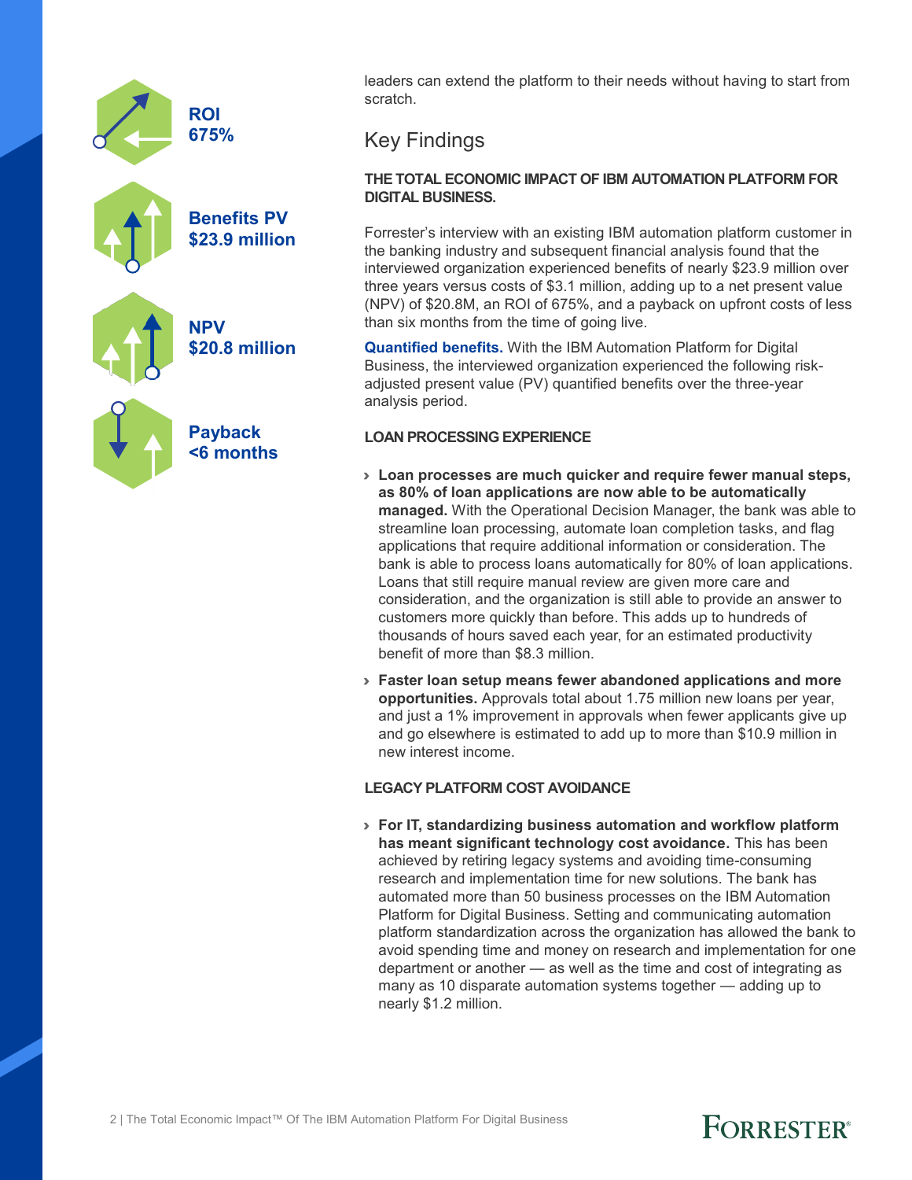**ROI**
**675%**

**Benefits PV**
**$23.9 million**

**NPV**
**$20.8 million**

**Payback**
**<6 months**

leaders can extend the platform to their needs without having to start from scratch.

## Key Findings

**THE TOTAL ECONOMIC IMPACT OF IBM AUTOMATION PLATFORM FOR DIGITAL BUSINESS.**

Forrester's interview with an existing IBM automation platform customer in the banking industry and subsequent financial analysis found that the interviewed organization experienced benefits of nearly $23.9 million over three years versus costs of $3.1 million, adding up to a net present value (NPV) of $20.8M, an ROI of 675%, and a payback on upfront costs of less than six months from the time of going live.

**Quantified benefits.** With the IBM Automation Platform for Digital Business, the interviewed organization experienced the following risk-adjusted present value (PV) quantified benefits over the three-year analysis period.

**LOAN PROCESSING EXPERIENCE**

- **Loan processes are much quicker and require fewer manual steps, as 80% of loan applications are now able to be automatically managed.** With the Operational Decision Manager, the bank was able to streamline loan processing, automate loan completion tasks, and flag applications that require additional information or consideration. The bank is able to process loans automatically for 80% of loan applications. Loans that still require manual review are given more care and consideration, and the organization is still able to provide an answer to customers more quickly than before. This adds up to hundreds of thousands of hours saved each year, for an estimated productivity benefit of more than $8.3 million.
- **Faster loan setup means fewer abandoned applications and more opportunities.** Approvals total about 1.75 million new loans per year, and just a 1% improvement in approvals when fewer applicants give up and go elsewhere is estimated to add up to more than $10.9 million in new interest income.

**LEGACY PLATFORM COST AVOIDANCE**

- **For IT, standardizing business automation and workflow platform has meant significant technology cost avoidance.** This has been achieved by retiring legacy systems and avoiding time-consuming research and implementation time for new solutions. The bank has automated more than 50 business processes on the IBM Automation Platform for Digital Business. Setting and communicating automation platform standardization across the organization has allowed the bank to avoid spending time and money on research and implementation for one department or another — as well as the time and cost of integrating as many as 10 disparate automation systems together — adding up to nearly $1.2 million.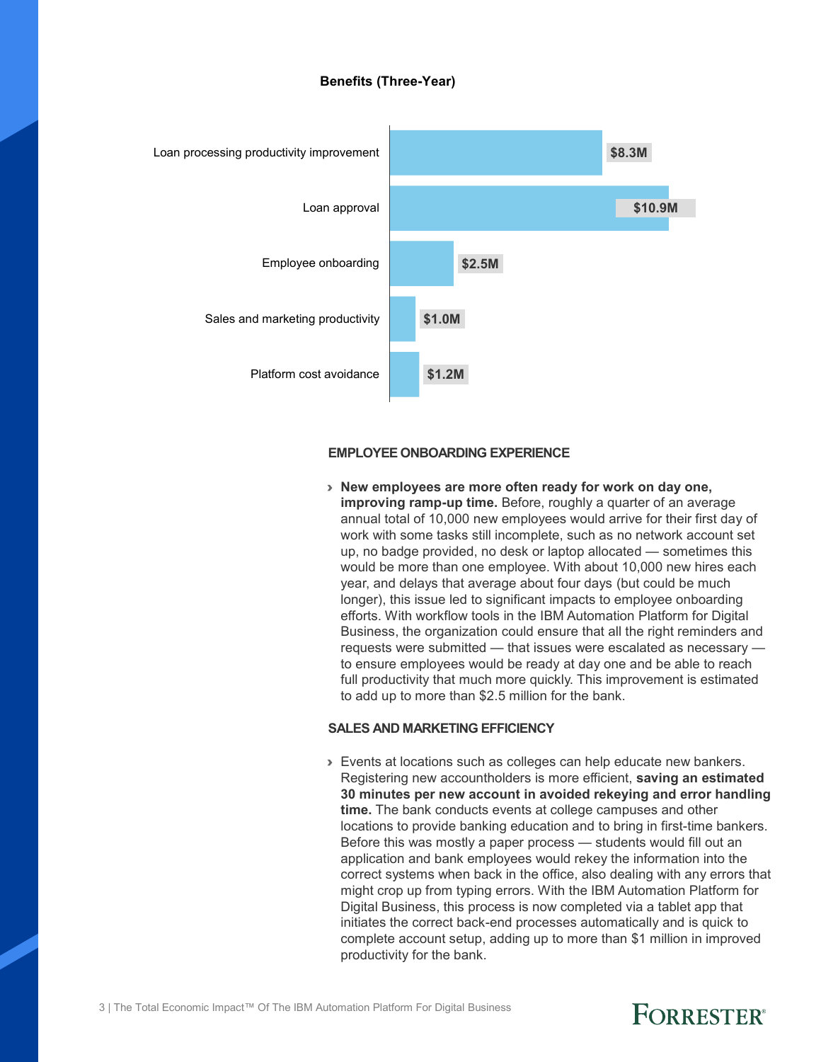**Benefits (Three-Year)**

| Benefit | Value |
| --- | --- |
| Loan processing productivity improvement | $8.3M |
| Loan approval | $10.9M |
| Employee onboarding | $2.5M |
| Sales and marketing productivity | $1.0M |
| Platform cost avoidance | $1.2M |

### EMPLOYEE ONBOARDING EXPERIENCE

- **New employees are more often ready for work on day one, improving ramp-up time.** Before, roughly a quarter of an average annual total of 10,000 new employees would arrive for their first day of work with some tasks still incomplete, such as no network account set up, no badge provided, no desk or laptop allocated — sometimes this would be more than one employee. With about 10,000 new hires each year, and delays that average about four days (but could be much longer), this issue led to significant impacts to employee onboarding efforts. With workflow tools in the IBM Automation Platform for Digital Business, the organization could ensure that all the right reminders and requests were submitted — that issues were escalated as necessary — to ensure employees would be ready at day one and be able to reach full productivity that much more quickly. This improvement is estimated to add up to more than $2.5 million for the bank.

### SALES AND MARKETING EFFICIENCY

- Events at locations such as colleges can help educate new bankers. Registering new accountholders is more efficient, **saving an estimated 30 minutes per new account in avoided rekeying and error handling time.** The bank conducts events at college campuses and other locations to provide banking education and to bring in first-time bankers. Before this was mostly a paper process — students would fill out an application and bank employees would rekey the information into the correct systems when back in the office, also dealing with any errors that might crop up from typing errors. With the IBM Automation Platform for Digital Business, this process is now completed via a tablet app that initiates the correct back-end processes automatically and is quick to complete account setup, adding up to more than $1 million in improved productivity for the bank.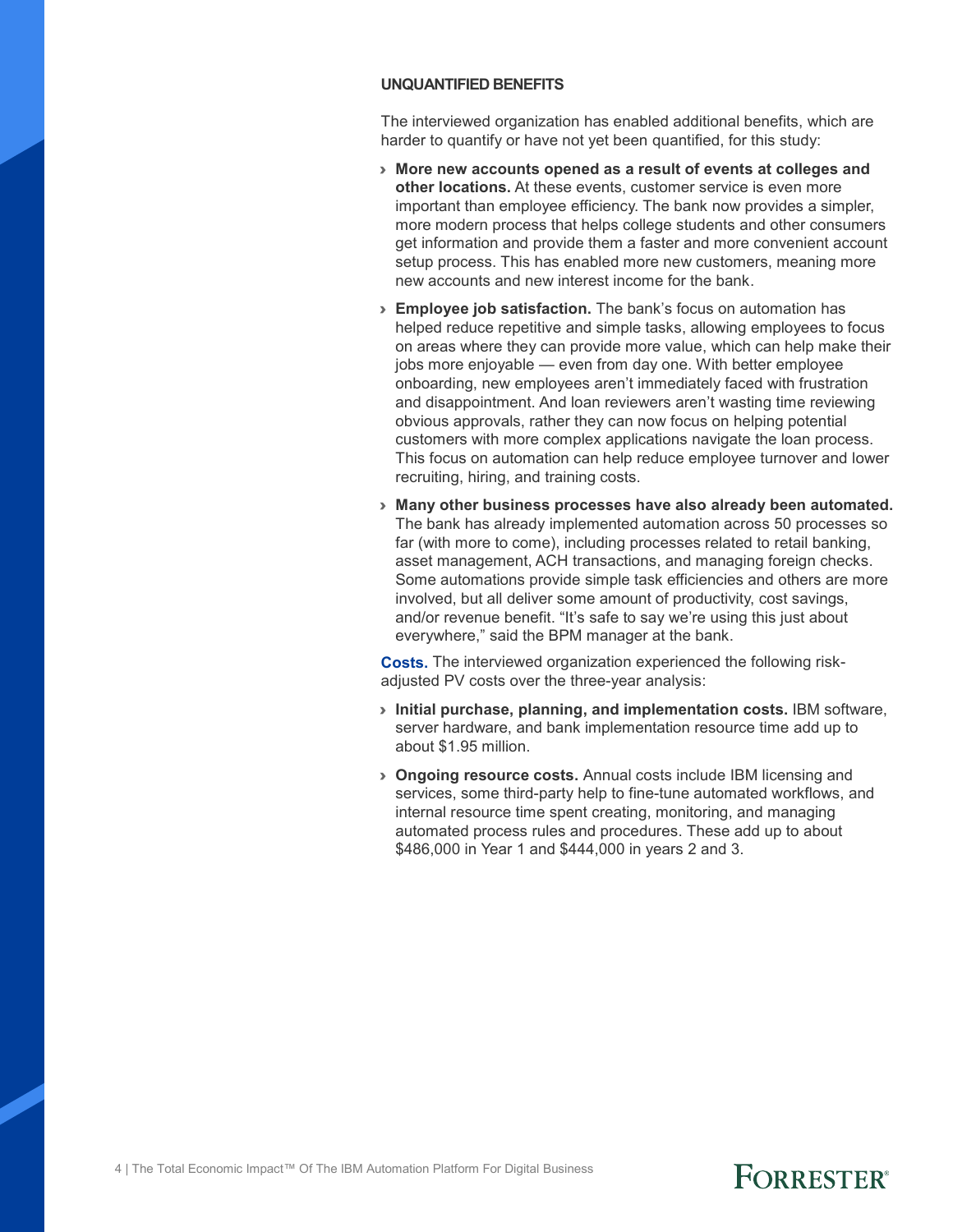#### UNQUANTIFIED BENEFITS

The interviewed organization has enabled additional benefits, which are harder to quantify or have not yet been quantified, for this study:

- **More new accounts opened as a result of events at colleges and other locations.** At these events, customer service is even more important than employee efficiency. The bank now provides a simpler, more modern process that helps college students and other consumers get information and provide them a faster and more convenient account setup process. This has enabled more new customers, meaning more new accounts and new interest income for the bank.
- **Employee job satisfaction.** The bank's focus on automation has helped reduce repetitive and simple tasks, allowing employees to focus on areas where they can provide more value, which can help make their jobs more enjoyable — even from day one. With better employee onboarding, new employees aren't immediately faced with frustration and disappointment. And loan reviewers aren't wasting time reviewing obvious approvals, rather they can now focus on helping potential customers with more complex applications navigate the loan process. This focus on automation can help reduce employee turnover and lower recruiting, hiring, and training costs.
- **Many other business processes have also already been automated.** The bank has already implemented automation across 50 processes so far (with more to come), including processes related to retail banking, asset management, ACH transactions, and managing foreign checks. Some automations provide simple task efficiencies and others are more involved, but all deliver some amount of productivity, cost savings, and/or revenue benefit. "It's safe to say we're using this just about everywhere," said the BPM manager at the bank.

**Costs.** The interviewed organization experienced the following risk-adjusted PV costs over the three-year analysis:

- **Initial purchase, planning, and implementation costs.** IBM software, server hardware, and bank implementation resource time add up to about $1.95 million.
- **Ongoing resource costs.** Annual costs include IBM licensing and services, some third-party help to fine-tune automated workflows, and internal resource time spent creating, monitoring, and managing automated process rules and procedures. These add up to about $486,000 in Year 1 and $444,000 in years 2 and 3.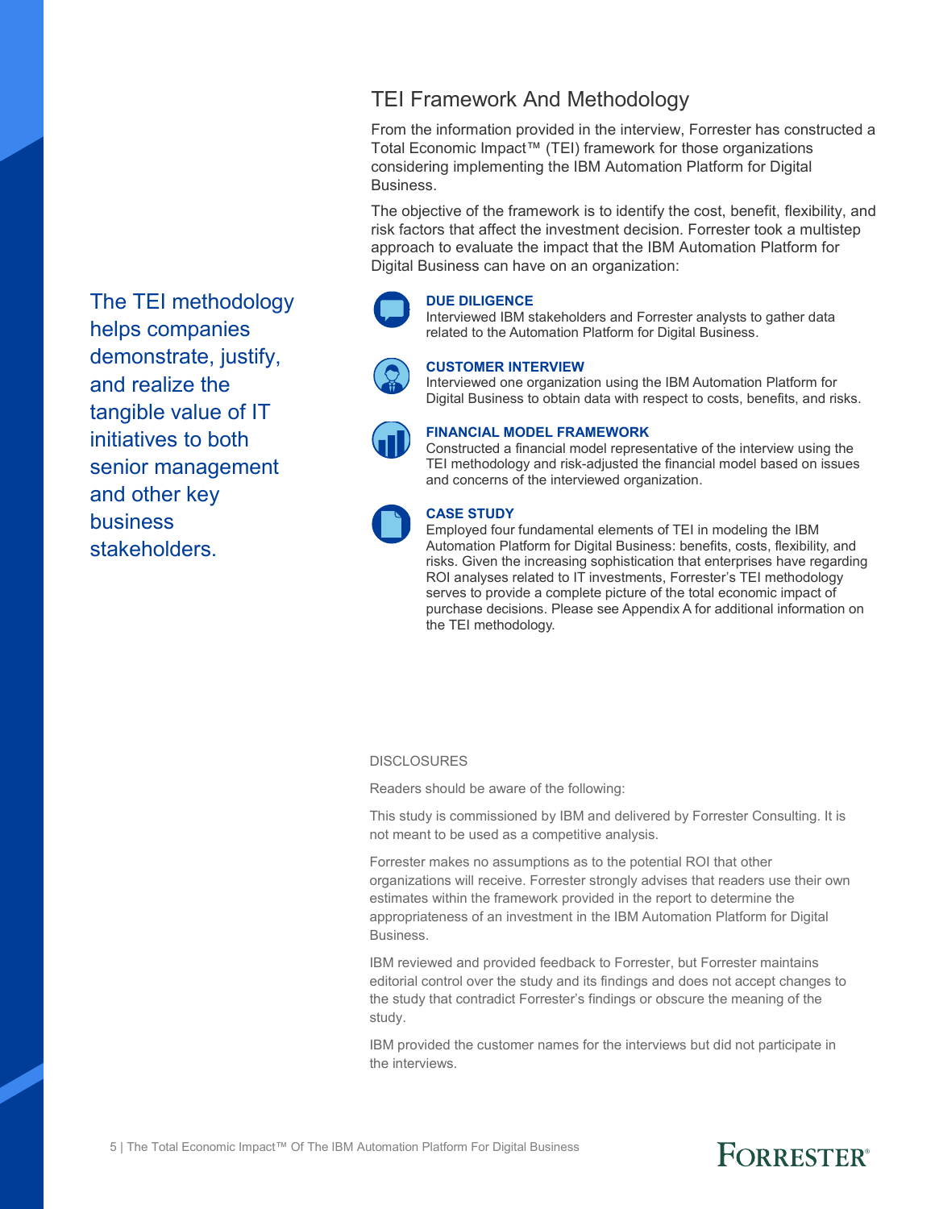## TEI Framework And Methodology

From the information provided in the interview, Forrester has constructed a Total Economic Impact™ (TEI) framework for those organizations considering implementing the IBM Automation Platform for Digital Business.

The objective of the framework is to identify the cost, benefit, flexibility, and risk factors that affect the investment decision. Forrester took a multistep approach to evaluate the impact that the IBM Automation Platform for Digital Business can have on an organization:

The TEI methodology helps companies demonstrate, justify, and realize the tangible value of IT initiatives to both senior management and other key business stakeholders.

**DUE DILIGENCE**
Interviewed IBM stakeholders and Forrester analysts to gather data related to the Automation Platform for Digital Business.

**CUSTOMER INTERVIEW**
Interviewed one organization using the IBM Automation Platform for Digital Business to obtain data with respect to costs, benefits, and risks.

**FINANCIAL MODEL FRAMEWORK**
Constructed a financial model representative of the interview using the TEI methodology and risk-adjusted the financial model based on issues and concerns of the interviewed organization.

**CASE STUDY**
Employed four fundamental elements of TEI in modeling the IBM Automation Platform for Digital Business: benefits, costs, flexibility, and risks. Given the increasing sophistication that enterprises have regarding ROI analyses related to IT investments, Forrester's TEI methodology serves to provide a complete picture of the total economic impact of purchase decisions. Please see Appendix A for additional information on the TEI methodology.

DISCLOSURES

Readers should be aware of the following:

This study is commissioned by IBM and delivered by Forrester Consulting. It is not meant to be used as a competitive analysis.

Forrester makes no assumptions as to the potential ROI that other organizations will receive. Forrester strongly advises that readers use their own estimates within the framework provided in the report to determine the appropriateness of an investment in the IBM Automation Platform for Digital Business.

IBM reviewed and provided feedback to Forrester, but Forrester maintains editorial control over the study and its findings and does not accept changes to the study that contradict Forrester's findings or obscure the meaning of the study.

IBM provided the customer names for the interviews but did not participate in the interviews.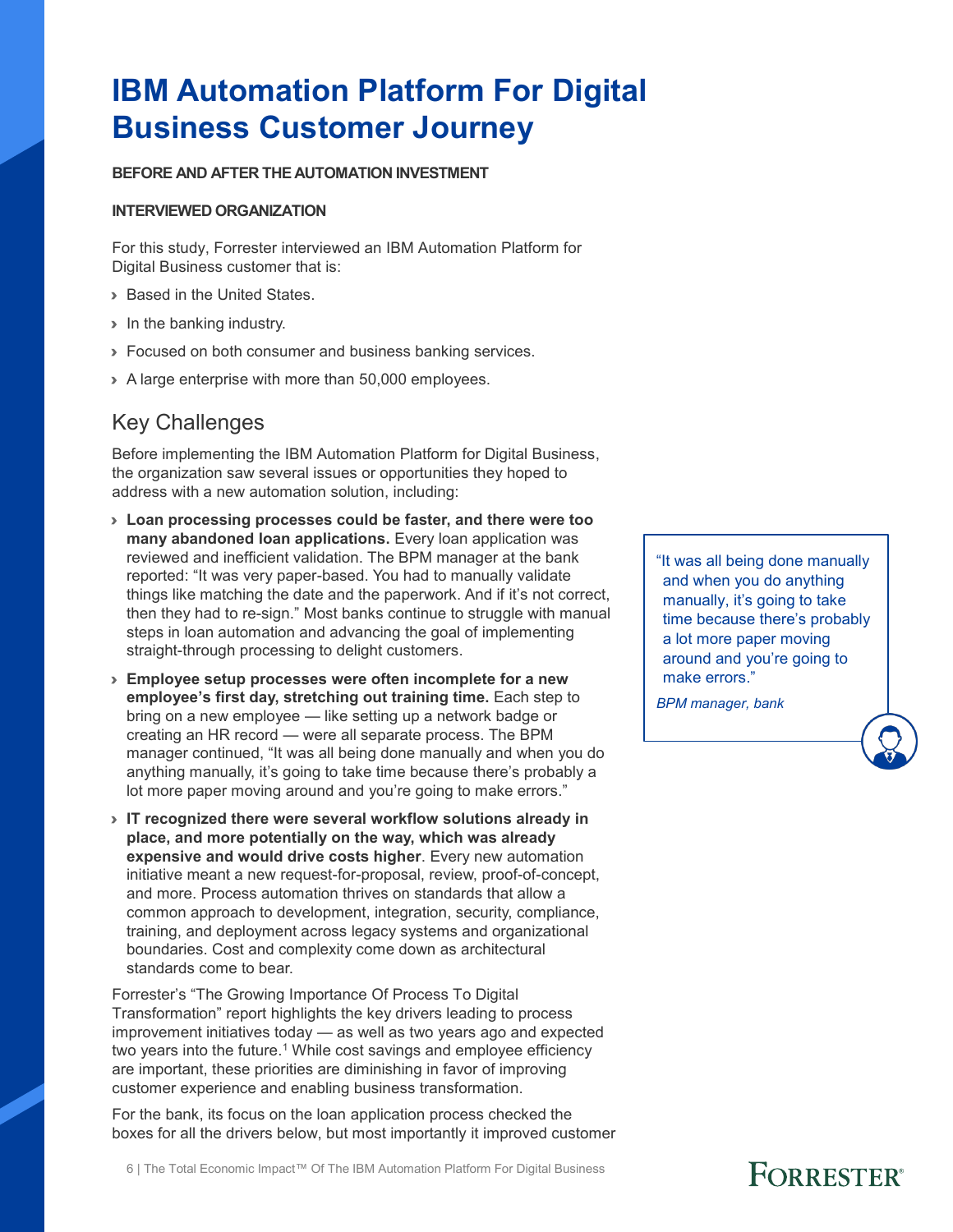# IBM Automation Platform For Digital Business Customer Journey

**BEFORE AND AFTER THE AUTOMATION INVESTMENT**

**INTERVIEWED ORGANIZATION**

For this study, Forrester interviewed an IBM Automation Platform for Digital Business customer that is:

- Based in the United States.
- In the banking industry.
- Focused on both consumer and business banking services.
- A large enterprise with more than 50,000 employees.

## Key Challenges

Before implementing the IBM Automation Platform for Digital Business, the organization saw several issues or opportunities they hoped to address with a new automation solution, including:

- **Loan processing processes could be faster, and there were too many abandoned loan applications.** Every loan application was reviewed and inefficient validation. The BPM manager at the bank reported: "It was very paper-based. You had to manually validate things like matching the date and the paperwork. And if it's not correct, then they had to re-sign." Most banks continue to struggle with manual steps in loan automation and advancing the goal of implementing straight-through processing to delight customers.
- **Employee setup processes were often incomplete for a new employee's first day, stretching out training time.** Each step to bring on a new employee — like setting up a network badge or creating an HR record — were all separate process. The BPM manager continued, "It was all being done manually and when you do anything manually, it's going to take time because there's probably a lot more paper moving around and you're going to make errors."
- **IT recognized there were several workflow solutions already in place, and more potentially on the way, which was already expensive and would drive costs higher**. Every new automation initiative meant a new request-for-proposal, review, proof-of-concept, and more. Process automation thrives on standards that allow a common approach to development, integration, security, compliance, training, and deployment across legacy systems and organizational boundaries. Cost and complexity come down as architectural standards come to bear.

Forrester's "The Growing Importance Of Process To Digital Transformation" report highlights the key drivers leading to process improvement initiatives today — as well as two years ago and expected two years into the future.[1] While cost savings and employee efficiency are important, these priorities are diminishing in favor of improving customer experience and enabling business transformation.

For the bank, its focus on the loan application process checked the boxes for all the drivers below, but most importantly it improved customer

> "It was all being done manually and when you do anything manually, it's going to take time because there's probably a lot more paper moving around and you're going to make errors."
>
> *BPM manager, bank*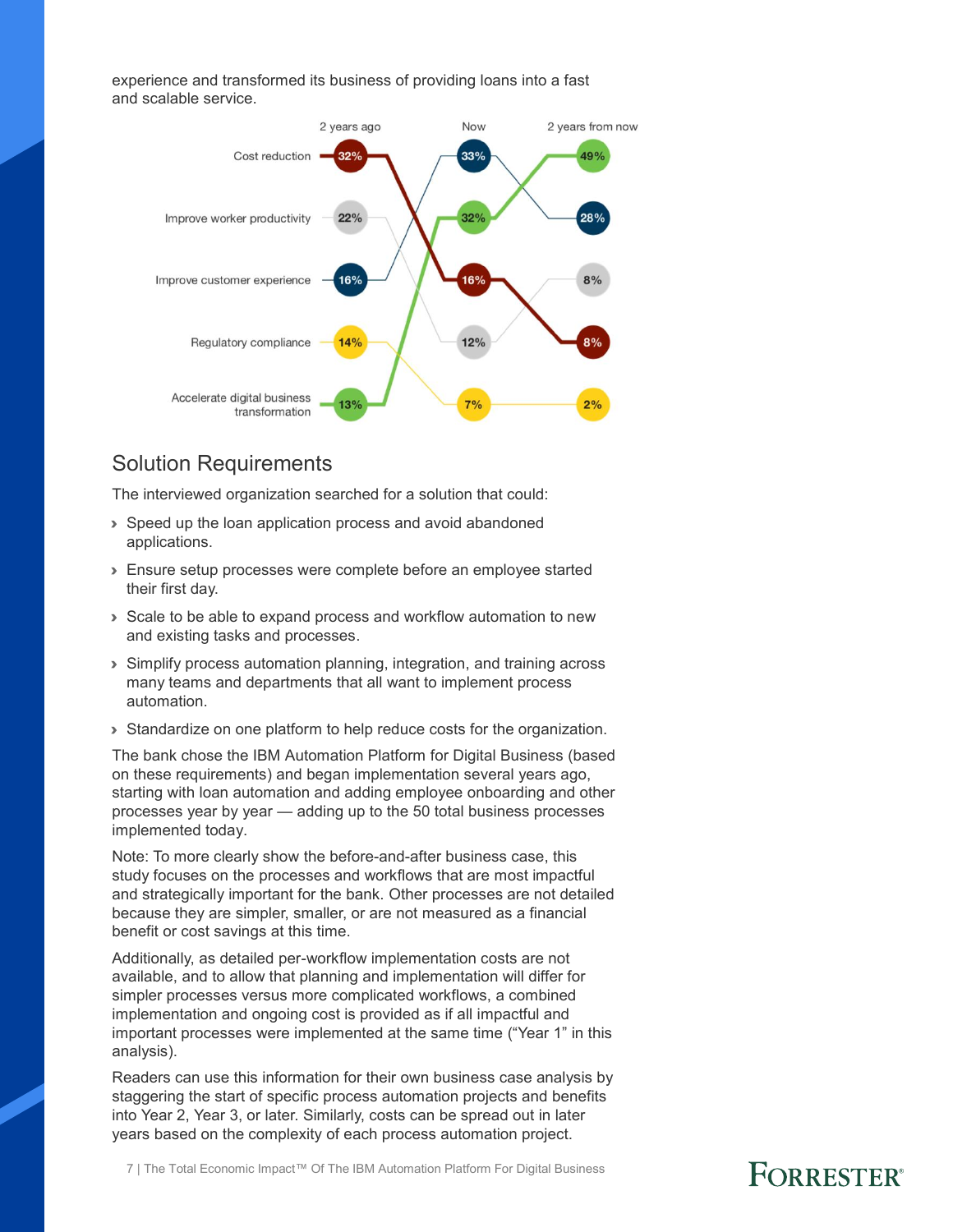experience and transformed its business of providing loans into a fast and scalable service.

| | 2 years ago | Now | 2 years from now |
|---|---|---|---|
| Cost reduction | 32% | 16% | 8% |
| Improve worker productivity | 22% | 12% | 8% |
| Improve customer experience | 16% | 33% | 28% |
| Regulatory compliance | 14% | 7% | 2% |
| Accelerate digital business transformation | 13% | 32% | 49% |

## Solution Requirements

The interviewed organization searched for a solution that could:

- Speed up the loan application process and avoid abandoned applications.
- Ensure setup processes were complete before an employee started their first day.
- Scale to be able to expand process and workflow automation to new and existing tasks and processes.
- Simplify process automation planning, integration, and training across many teams and departments that all want to implement process automation.
- Standardize on one platform to help reduce costs for the organization.

The bank chose the IBM Automation Platform for Digital Business (based on these requirements) and began implementation several years ago, starting with loan automation and adding employee onboarding and other processes year by year — adding up to the 50 total business processes implemented today.

Note: To more clearly show the before-and-after business case, this study focuses on the processes and workflows that are most impactful and strategically important for the bank. Other processes are not detailed because they are simpler, smaller, or are not measured as a financial benefit or cost savings at this time.

Additionally, as detailed per-workflow implementation costs are not available, and to allow that planning and implementation will differ for simpler processes versus more complicated workflows, a combined implementation and ongoing cost is provided as if all impactful and important processes were implemented at the same time ("Year 1" in this analysis).

Readers can use this information for their own business case analysis by staggering the start of specific process automation projects and benefits into Year 2, Year 3, or later. Similarly, costs can be spread out in later years based on the complexity of each process automation project.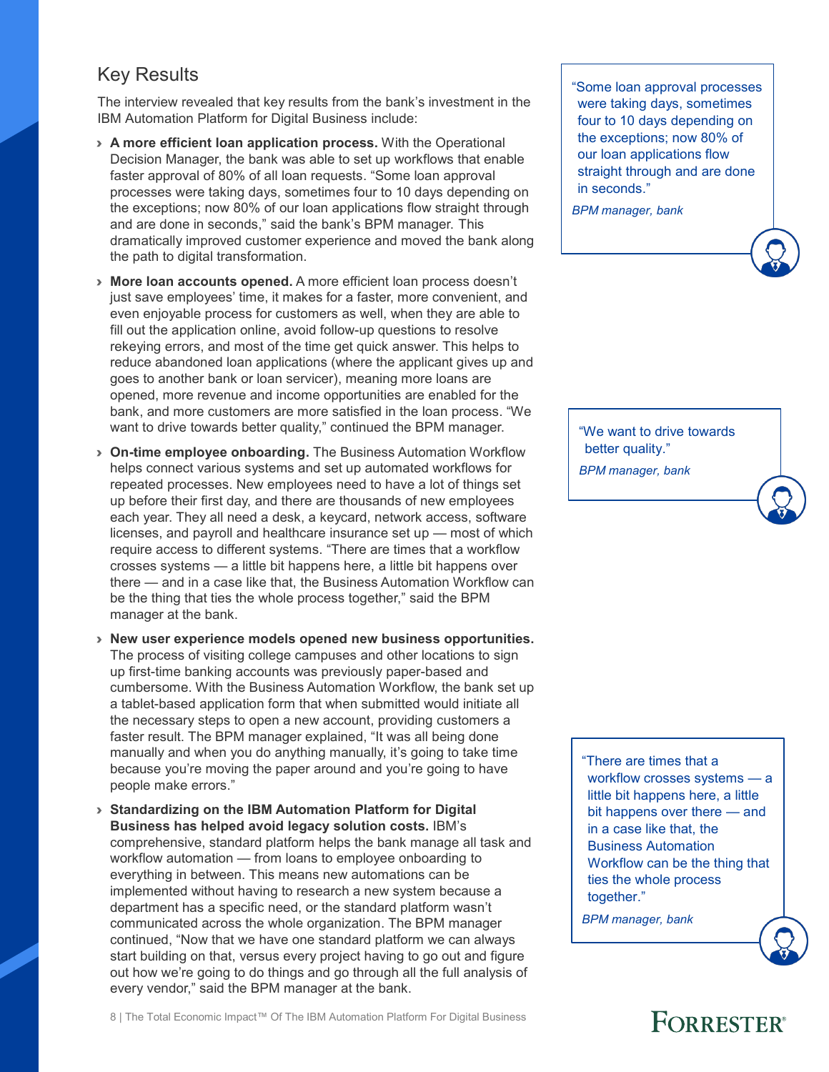## Key Results

The interview revealed that key results from the bank's investment in the IBM Automation Platform for Digital Business include:

- **A more efficient loan application process.** With the Operational Decision Manager, the bank was able to set up workflows that enable faster approval of 80% of all loan requests. "Some loan approval processes were taking days, sometimes four to 10 days depending on the exceptions; now 80% of our loan applications flow straight through and are done in seconds," said the bank's BPM manager. This dramatically improved customer experience and moved the bank along the path to digital transformation.

- **More loan accounts opened.** A more efficient loan process doesn't just save employees' time, it makes for a faster, more convenient, and even enjoyable process for customers as well, when they are able to fill out the application online, avoid follow-up questions to resolve rekeying errors, and most of the time get quick answer. This helps to reduce abandoned loan applications (where the applicant gives up and goes to another bank or loan servicer), meaning more loans are opened, more revenue and income opportunities are enabled for the bank, and more customers are more satisfied in the loan process. "We want to drive towards better quality," continued the BPM manager.

- **On-time employee onboarding.** The Business Automation Workflow helps connect various systems and set up automated workflows for repeated processes. New employees need to have a lot of things set up before their first day, and there are thousands of new employees each year. They all need a desk, a keycard, network access, software licenses, and payroll and healthcare insurance set up — most of which require access to different systems. "There are times that a workflow crosses systems — a little bit happens here, a little bit happens over there — and in a case like that, the Business Automation Workflow can be the thing that ties the whole process together," said the BPM manager at the bank.

- **New user experience models opened new business opportunities.** The process of visiting college campuses and other locations to sign up first-time banking accounts was previously paper-based and cumbersome. With the Business Automation Workflow, the bank set up a tablet-based application form that when submitted would initiate all the necessary steps to open a new account, providing customers a faster result. The BPM manager explained, "It was all being done manually and when you do anything manually, it's going to take time because you're moving the paper around and you're going to have people make errors."

- **Standardizing on the IBM Automation Platform for Digital Business has helped avoid legacy solution costs.** IBM's comprehensive, standard platform helps the bank manage all task and workflow automation — from loans to employee onboarding to everything in between. This means new automations can be implemented without having to research a new system because a department has a specific need, or the standard platform wasn't communicated across the whole organization. The BPM manager continued, "Now that we have one standard platform we can always start building on that, versus every project having to go out and figure out how we're going to do things and go through all the full analysis of every vendor," said the BPM manager at the bank.

> "Some loan approval processes were taking days, sometimes four to 10 days depending on the exceptions; now 80% of our loan applications flow straight through and are done in seconds."
>
> *BPM manager, bank*

> "We want to drive towards better quality."
>
> *BPM manager, bank*

> "There are times that a workflow crosses systems — a little bit happens here, a little bit happens over there — and in a case like that, the Business Automation Workflow can be the thing that ties the whole process together."
>
> *BPM manager, bank*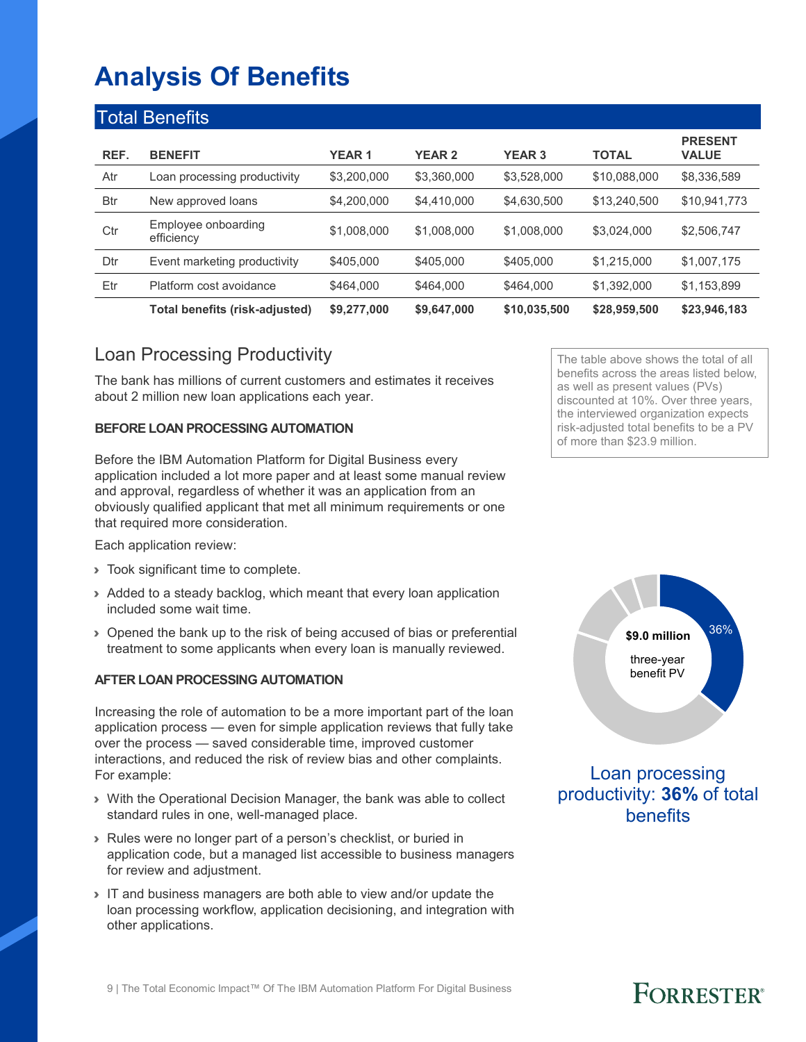# Analysis Of Benefits

## Total Benefits

| REF. | BENEFIT | YEAR 1 | YEAR 2 | YEAR 3 | TOTAL | PRESENT VALUE |
|---|---|---|---|---|---|---|
| Atr | Loan processing productivity | $3,200,000 | $3,360,000 | $3,528,000 | $10,088,000 | $8,336,589 |
| Btr | New approved loans | $4,200,000 | $4,410,000 | $4,630,500 | $13,240,500 | $10,941,773 |
| Ctr | Employee onboarding efficiency | $1,008,000 | $1,008,000 | $1,008,000 | $3,024,000 | $2,506,747 |
| Dtr | Event marketing productivity | $405,000 | $405,000 | $405,000 | $1,215,000 | $1,007,175 |
| Etr | Platform cost avoidance | $464,000 | $464,000 | $464,000 | $1,392,000 | $1,153,899 |
| | **Total benefits (risk-adjusted)** | **$9,277,000** | **$9,647,000** | **$10,035,500** | **$28,959,500** | **$23,946,183** |

The table above shows the total of all benefits across the areas listed below, as well as present values (PVs) discounted at 10%. Over three years, the interviewed organization expects risk-adjusted total benefits to be a PV of more than $23.9 million.

## Loan Processing Productivity

The bank has millions of current customers and estimates it receives about 2 million new loan applications each year.

**BEFORE LOAN PROCESSING AUTOMATION**

Before the IBM Automation Platform for Digital Business every application included a lot more paper and at least some manual review and approval, regardless of whether it was an application from an obviously qualified applicant that met all minimum requirements or one that required more consideration.

Each application review:

- Took significant time to complete.
- Added to a steady backlog, which meant that every loan application included some wait time.
- Opened the bank up to the risk of being accused of bias or preferential treatment to some applicants when every loan is manually reviewed.

**AFTER LOAN PROCESSING AUTOMATION**

Increasing the role of automation to be a more important part of the loan application process — even for simple application reviews that fully take over the process — saved considerable time, improved customer interactions, and reduced the risk of review bias and other complaints. For example:

- With the Operational Decision Manager, the bank was able to collect standard rules in one, well-managed place.
- Rules were no longer part of a person's checklist, or buried in application code, but a managed list accessible to business managers for review and adjustment.
- IT and business managers are both able to view and/or update the loan processing workflow, application decisioning, and integration with other applications.

**$9.0 million** three-year benefit PV

36%

Loan processing productivity: **36%** of total benefits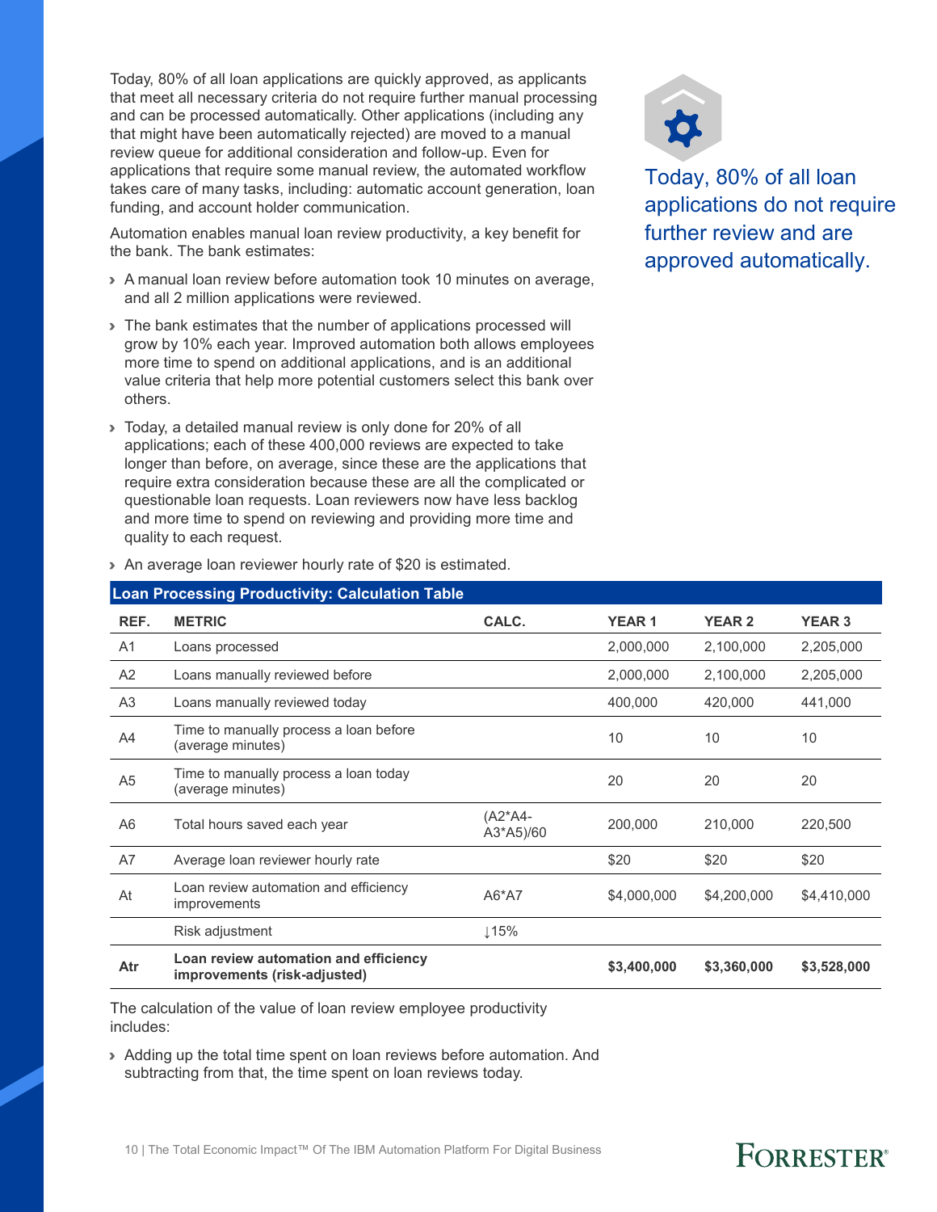Today, 80% of all loan applications are quickly approved, as applicants that meet all necessary criteria do not require further manual processing and can be processed automatically. Other applications (including any that might have been automatically rejected) are moved to a manual review queue for additional consideration and follow-up. Even for applications that require some manual review, the automated workflow takes care of many tasks, including: automatic account generation, loan funding, and account holder communication.

Automation enables manual loan review productivity, a key benefit for the bank. The bank estimates:

- A manual loan review before automation took 10 minutes on average, and all 2 million applications were reviewed.
- The bank estimates that the number of applications processed will grow by 10% each year. Improved automation both allows employees more time to spend on additional applications, and is an additional value criteria that help more potential customers select this bank over others.
- Today, a detailed manual review is only done for 20% of all applications; each of these 400,000 reviews are expected to take longer than before, on average, since these are the applications that require extra consideration because these are all the complicated or questionable loan requests. Loan reviewers now have less backlog and more time to spend on reviewing and providing more time and quality to each request.
- An average loan reviewer hourly rate of $20 is estimated.

Today, 80% of all loan applications do not require further review and are approved automatically.

**Loan Processing Productivity: Calculation Table**

| REF. | METRIC | CALC. | YEAR 1 | YEAR 2 | YEAR 3 |
|---|---|---|---|---|---|
| A1 | Loans processed | | 2,000,000 | 2,100,000 | 2,205,000 |
| A2 | Loans manually reviewed before | | 2,000,000 | 2,100,000 | 2,205,000 |
| A3 | Loans manually reviewed today | | 400,000 | 420,000 | 441,000 |
| A4 | Time to manually process a loan before (average minutes) | | 10 | 10 | 10 |
| A5 | Time to manually process a loan today (average minutes) | | 20 | 20 | 20 |
| A6 | Total hours saved each year | (A2*A4-A3*A5)/60 | 200,000 | 210,000 | 220,500 |
| A7 | Average loan reviewer hourly rate | | $20 | $20 | $20 |
| At | Loan review automation and efficiency improvements | A6*A7 | $4,000,000 | $4,200,000 | $4,410,000 |
| | Risk adjustment | ↓15% | | | |
| **Atr** | **Loan review automation and efficiency improvements (risk-adjusted)** | | **$3,400,000** | **$3,360,000** | **$3,528,000** |

The calculation of the value of loan review employee productivity includes:

- Adding up the total time spent on loan reviews before automation. And subtracting from that, the time spent on loan reviews today.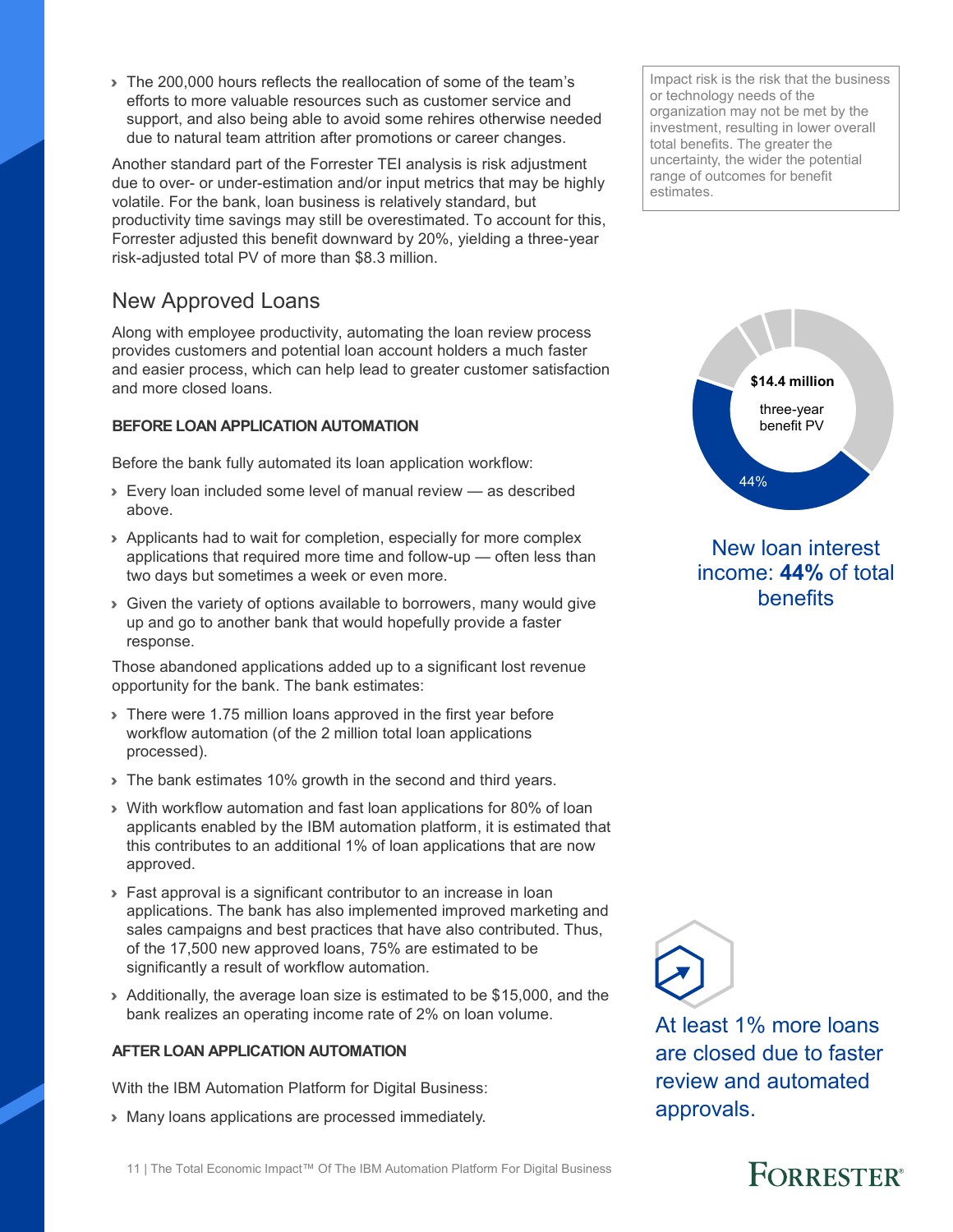- The 200,000 hours reflects the reallocation of some of the team's efforts to more valuable resources such as customer service and support, and also being able to avoid some rehires otherwise needed due to natural team attrition after promotions or career changes.

Another standard part of the Forrester TEI analysis is risk adjustment due to over- or under-estimation and/or input metrics that may be highly volatile. For the bank, loan business is relatively standard, but productivity time savings may still be overestimated. To account for this, Forrester adjusted this benefit downward by 20%, yielding a three-year risk-adjusted total PV of more than $8.3 million.

Impact risk is the risk that the business or technology needs of the organization may not be met by the investment, resulting in lower overall total benefits. The greater the uncertainty, the wider the potential range of outcomes for benefit estimates.

## New Approved Loans

Along with employee productivity, automating the loan review process provides customers and potential loan account holders a much faster and easier process, which can help lead to greater customer satisfaction and more closed loans.

**$14.4 million** three-year benefit PV

44%

New loan interest income: **44%** of total benefits

#### BEFORE LOAN APPLICATION AUTOMATION

Before the bank fully automated its loan application workflow:

- Every loan included some level of manual review — as described above.
- Applicants had to wait for completion, especially for more complex applications that required more time and follow-up — often less than two days but sometimes a week or even more.
- Given the variety of options available to borrowers, many would give up and go to another bank that would hopefully provide a faster response.

Those abandoned applications added up to a significant lost revenue opportunity for the bank. The bank estimates:

- There were 1.75 million loans approved in the first year before workflow automation (of the 2 million total loan applications processed).
- The bank estimates 10% growth in the second and third years.
- With workflow automation and fast loan applications for 80% of loan applicants enabled by the IBM automation platform, it is estimated that this contributes to an additional 1% of loan applications that are now approved.
- Fast approval is a significant contributor to an increase in loan applications. The bank has also implemented improved marketing and sales campaigns and best practices that have also contributed. Thus, of the 17,500 new approved loans, 75% are estimated to be significantly a result of workflow automation.
- Additionally, the average loan size is estimated to be $15,000, and the bank realizes an operating income rate of 2% on loan volume.

At least 1% more loans are closed due to faster review and automated approvals.

#### AFTER LOAN APPLICATION AUTOMATION

With the IBM Automation Platform for Digital Business:

- Many loans applications are processed immediately.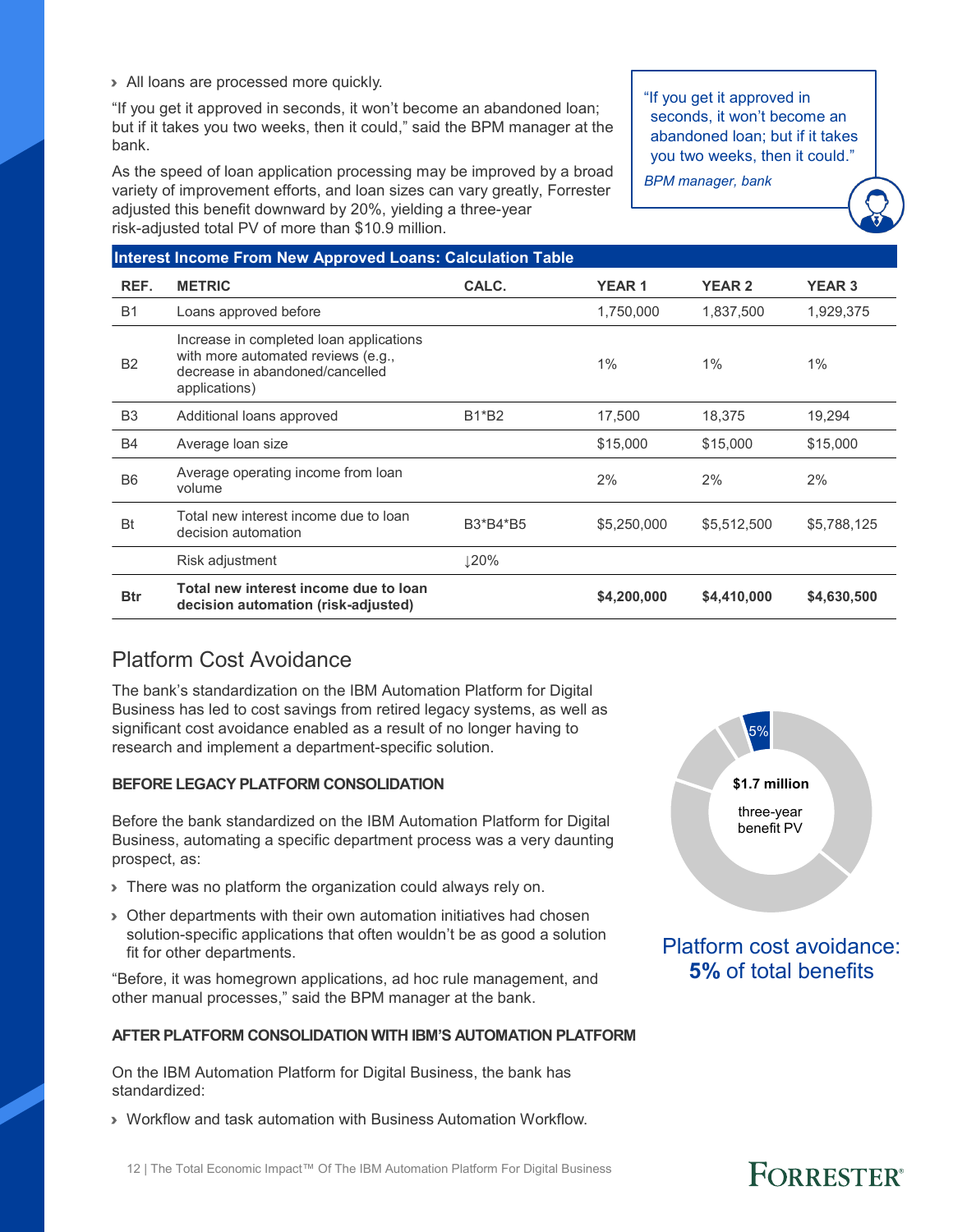- All loans are processed more quickly.

"If you get it approved in seconds, it won't become an abandoned loan; but if it takes you two weeks, then it could," said the BPM manager at the bank.

As the speed of loan application processing may be improved by a broad variety of improvement efforts, and loan sizes can vary greatly, Forrester adjusted this benefit downward by 20%, yielding a three-year risk-adjusted total PV of more than $10.9 million.

> "If you get it approved in seconds, it won't become an abandoned loan; but if it takes you two weeks, then it could."
>
> *BPM manager, bank*

**Interest Income From New Approved Loans: Calculation Table**

| REF. | METRIC | CALC. | YEAR 1 | YEAR 2 | YEAR 3 |
|---|---|---|---|---|---|
| B1 | Loans approved before | | 1,750,000 | 1,837,500 | 1,929,375 |
| B2 | Increase in completed loan applications with more automated reviews (e.g., decrease in abandoned/cancelled applications) | | 1% | 1% | 1% |
| B3 | Additional loans approved | B1*B2 | 17,500 | 18,375 | 19,294 |
| B4 | Average loan size | | $15,000 | $15,000 | $15,000 |
| B6 | Average operating income from loan volume | | 2% | 2% | 2% |
| Bt | Total new interest income due to loan decision automation | B3*B4*B5 | $5,250,000 | $5,512,500 | $5,788,125 |
| | Risk adjustment | ↓20% | | | |
| **Btr** | **Total new interest income due to loan decision automation (risk-adjusted)** | | **$4,200,000** | **$4,410,000** | **$4,630,500** |

## Platform Cost Avoidance

The bank's standardization on the IBM Automation Platform for Digital Business has led to cost savings from retired legacy systems, as well as significant cost avoidance enabled as a result of no longer having to research and implement a department-specific solution.

**$1.7 million** three-year benefit PV

Platform cost avoidance: **5%** of total benefits

#### BEFORE LEGACY PLATFORM CONSOLIDATION

Before the bank standardized on the IBM Automation Platform for Digital Business, automating a specific department process was a very daunting prospect, as:

- There was no platform the organization could always rely on.
- Other departments with their own automation initiatives had chosen solution-specific applications that often wouldn't be as good a solution fit for other departments.

"Before, it was homegrown applications, ad hoc rule management, and other manual processes," said the BPM manager at the bank.

#### AFTER PLATFORM CONSOLIDATION WITH IBM'S AUTOMATION PLATFORM

On the IBM Automation Platform for Digital Business, the bank has standardized:

- Workflow and task automation with Business Automation Workflow.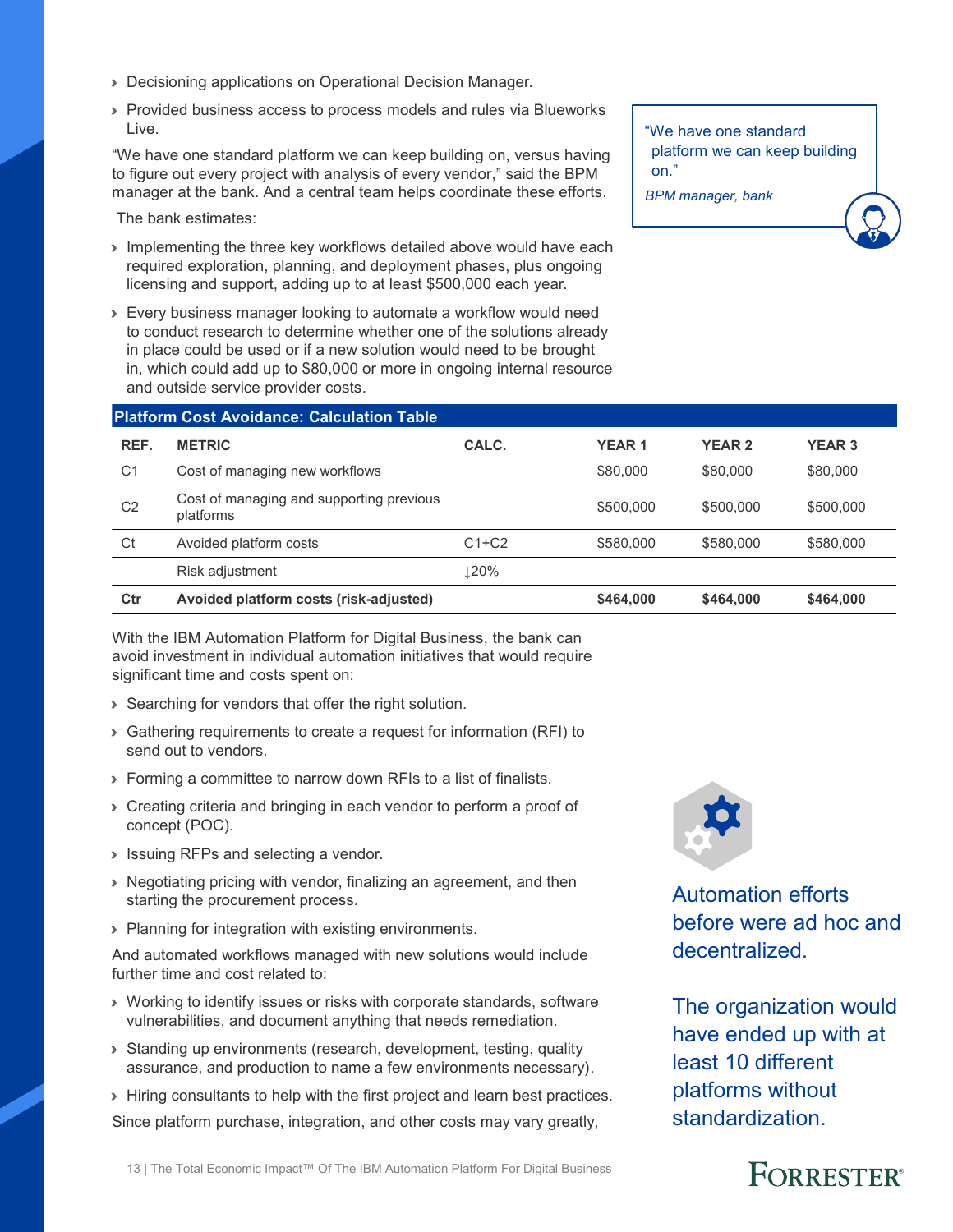- Decisioning applications on Operational Decision Manager.
- Provided business access to process models and rules via Blueworks Live.

"We have one standard platform we can keep building on, versus having to figure out every project with analysis of every vendor," said the BPM manager at the bank. And a central team helps coordinate these efforts.

> "We have one standard platform we can keep building on."
>
> *BPM manager, bank*

The bank estimates:

- Implementing the three key workflows detailed above would have each required exploration, planning, and deployment phases, plus ongoing licensing and support, adding up to at least $500,000 each year.
- Every business manager looking to automate a workflow would need to conduct research to determine whether one of the solutions already in place could be used or if a new solution would need to be brought in, which could add up to $80,000 or more in ongoing internal resource and outside service provider costs.

**Platform Cost Avoidance: Calculation Table**

| REF. | METRIC | CALC. | YEAR 1 | YEAR 2 | YEAR 3 |
|---|---|---|---|---|---|
| C1 | Cost of managing new workflows | | $80,000 | $80,000 | $80,000 |
| C2 | Cost of managing and supporting previous platforms | | $500,000 | $500,000 | $500,000 |
| Ct | Avoided platform costs | C1+C2 | $580,000 | $580,000 | $580,000 |
| | Risk adjustment | ↓20% | | | |
| **Ctr** | **Avoided platform costs (risk-adjusted)** | | **$464,000** | **$464,000** | **$464,000** |

With the IBM Automation Platform for Digital Business, the bank can avoid investment in individual automation initiatives that would require significant time and costs spent on:

- Searching for vendors that offer the right solution.
- Gathering requirements to create a request for information (RFI) to send out to vendors.
- Forming a committee to narrow down RFIs to a list of finalists.
- Creating criteria and bringing in each vendor to perform a proof of concept (POC).
- Issuing RFPs and selecting a vendor.
- Negotiating pricing with vendor, finalizing an agreement, and then starting the procurement process.
- Planning for integration with existing environments.

And automated workflows managed with new solutions would include further time and cost related to:

- Working to identify issues or risks with corporate standards, software vulnerabilities, and document anything that needs remediation.
- Standing up environments (research, development, testing, quality assurance, and production to name a few environments necessary).
- Hiring consultants to help with the first project and learn best practices.

Automation efforts before were ad hoc and decentralized.

The organization would have ended up with at least 10 different platforms without standardization.

Since platform purchase, integration, and other costs may vary greatly,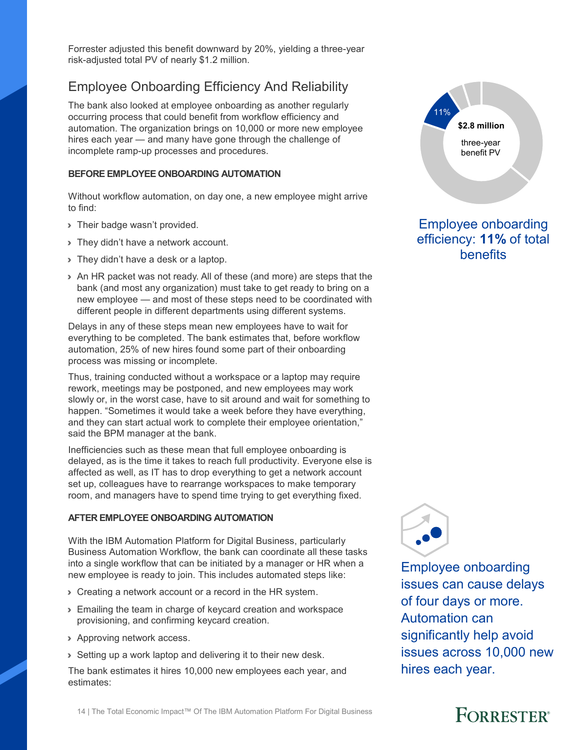Forrester adjusted this benefit downward by 20%, yielding a three-year risk-adjusted total PV of nearly $1.2 million.

## Employee Onboarding Efficiency And Reliability

The bank also looked at employee onboarding as another regularly occurring process that could benefit from workflow efficiency and automation. The organization brings on 10,000 or more new employee hires each year — and many have gone through the challenge of incomplete ramp-up processes and procedures.

11%

**$2.8 million**

three-year benefit PV

Employee onboarding efficiency: **11%** of total benefits

**BEFORE EMPLOYEE ONBOARDING AUTOMATION**

Without workflow automation, on day one, a new employee might arrive to find:

- Their badge wasn't provided.
- They didn't have a network account.
- They didn't have a desk or a laptop.
- An HR packet was not ready. All of these (and more) are steps that the bank (and most any organization) must take to get ready to bring on a new employee — and most of these steps need to be coordinated with different people in different departments using different systems.

Delays in any of these steps mean new employees have to wait for everything to be completed. The bank estimates that, before workflow automation, 25% of new hires found some part of their onboarding process was missing or incomplete.

Thus, training conducted without a workspace or a laptop may require rework, meetings may be postponed, and new employees may work slowly or, in the worst case, have to sit around and wait for something to happen. "Sometimes it would take a week before they have everything, and they can start actual work to complete their employee orientation," said the BPM manager at the bank.

Inefficiencies such as these mean that full employee onboarding is delayed, as is the time it takes to reach full productivity. Everyone else is affected as well, as IT has to drop everything to get a network account set up, colleagues have to rearrange workspaces to make temporary room, and managers have to spend time trying to get everything fixed.

**AFTER EMPLOYEE ONBOARDING AUTOMATION**

With the IBM Automation Platform for Digital Business, particularly Business Automation Workflow, the bank can coordinate all these tasks into a single workflow that can be initiated by a manager or HR when a new employee is ready to join. This includes automated steps like:

- Creating a network account or a record in the HR system.
- Emailing the team in charge of keycard creation and workspace provisioning, and confirming keycard creation.
- Approving network access.
- Setting up a work laptop and delivering it to their new desk.

The bank estimates it hires 10,000 new employees each year, and estimates:

Employee onboarding issues can cause delays of four days or more. Automation can significantly help avoid issues across 10,000 new hires each year.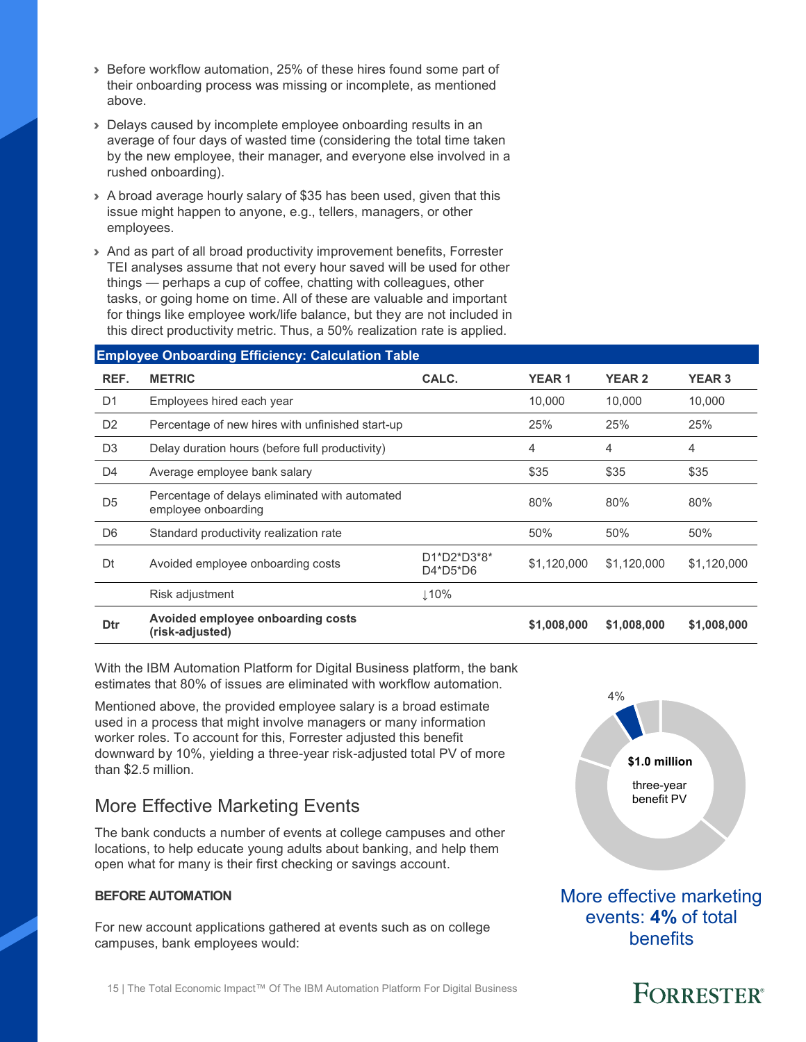- Before workflow automation, 25% of these hires found some part of their onboarding process was missing or incomplete, as mentioned above.
- Delays caused by incomplete employee onboarding results in an average of four days of wasted time (considering the total time taken by the new employee, their manager, and everyone else involved in a rushed onboarding).
- A broad average hourly salary of $35 has been used, given that this issue might happen to anyone, e.g., tellers, managers, or other employees.
- And as part of all broad productivity improvement benefits, Forrester TEI analyses assume that not every hour saved will be used for other things — perhaps a cup of coffee, chatting with colleagues, other tasks, or going home on time. All of these are valuable and important for things like employee work/life balance, but they are not included in this direct productivity metric. Thus, a 50% realization rate is applied.

**Employee Onboarding Efficiency: Calculation Table**

| REF. | METRIC | CALC. | YEAR 1 | YEAR 2 | YEAR 3 |
|---|---|---|---|---|---|
| D1 | Employees hired each year | | 10,000 | 10,000 | 10,000 |
| D2 | Percentage of new hires with unfinished start-up | | 25% | 25% | 25% |
| D3 | Delay duration hours (before full productivity) | | 4 | 4 | 4 |
| D4 | Average employee bank salary | | $35 | $35 | $35 |
| D5 | Percentage of delays eliminated with automated employee onboarding | | 80% | 80% | 80% |
| D6 | Standard productivity realization rate | | 50% | 50% | 50% |
| Dt | Avoided employee onboarding costs | D1*D2*D3*8*D4*D5*D6 | $1,120,000 | $1,120,000 | $1,120,000 |
| | Risk adjustment | ↓10% | | | |
| **Dtr** | **Avoided employee onboarding costs (risk-adjusted)** | | **$1,008,000** | **$1,008,000** | **$1,008,000** |

With the IBM Automation Platform for Digital Business platform, the bank estimates that 80% of issues are eliminated with workflow automation.

Mentioned above, the provided employee salary is a broad estimate used in a process that might involve managers or many information worker roles. To account for this, Forrester adjusted this benefit downward by 10%, yielding a three-year risk-adjusted total PV of more than $2.5 million.

4%

**$1.0 million** three-year benefit PV

More effective marketing events: **4%** of total benefits

## More Effective Marketing Events

The bank conducts a number of events at college campuses and other locations, to help educate young adults about banking, and help them open what for many is their first checking or savings account.

**BEFORE AUTOMATION**

For new account applications gathered at events such as on college campuses, bank employees would: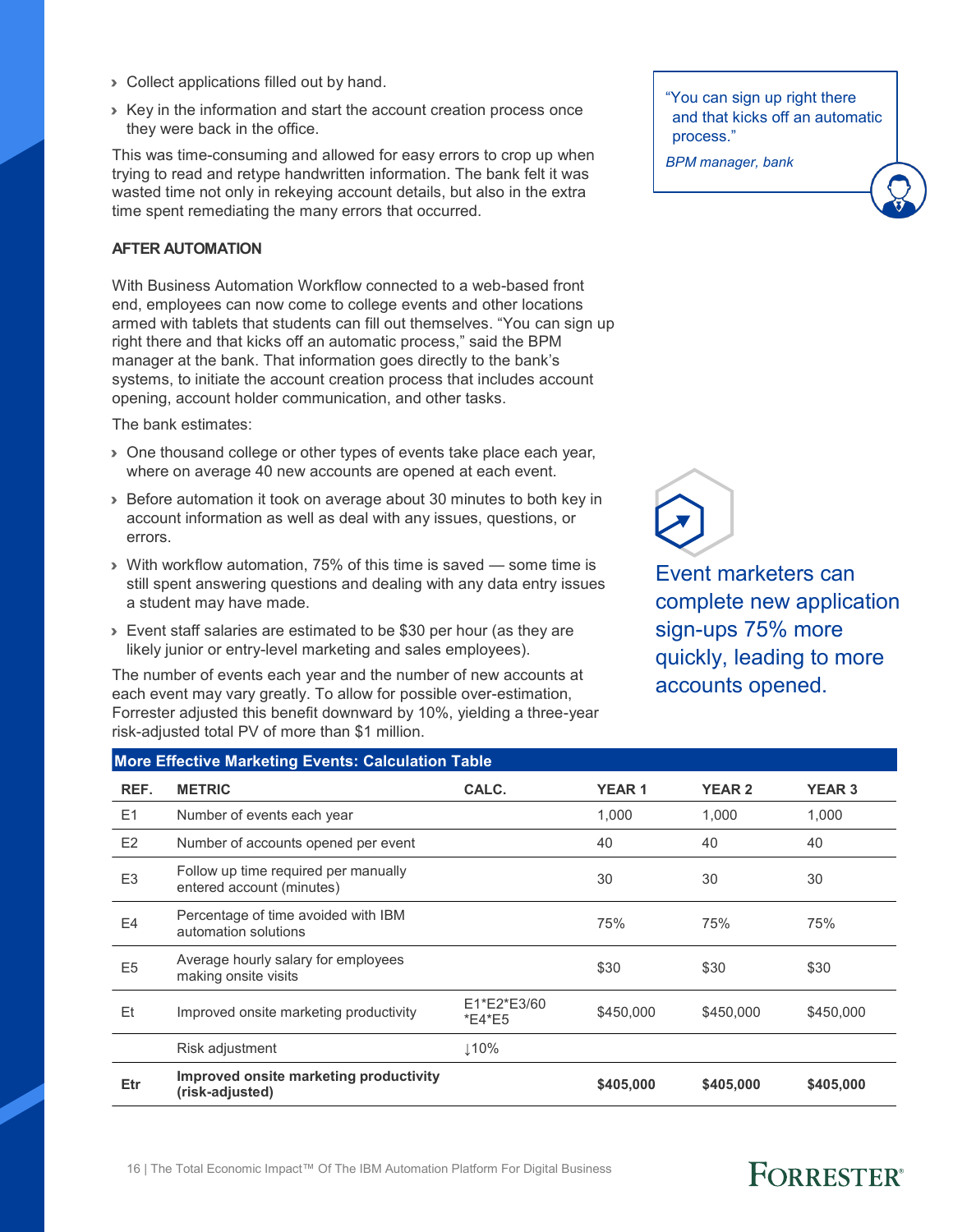- Collect applications filled out by hand.
- Key in the information and start the account creation process once they were back in the office.

This was time-consuming and allowed for easy errors to crop up when trying to read and retype handwritten information. The bank felt it was wasted time not only in rekeying account details, but also in the extra time spent remediating the many errors that occurred.

> "You can sign up right there and that kicks off an automatic process."
>
> *BPM manager, bank*

**AFTER AUTOMATION**

With Business Automation Workflow connected to a web-based front end, employees can now come to college events and other locations armed with tablets that students can fill out themselves. "You can sign up right there and that kicks off an automatic process," said the BPM manager at the bank. That information goes directly to the bank's systems, to initiate the account creation process that includes account opening, account holder communication, and other tasks.

The bank estimates:

- One thousand college or other types of events take place each year, where on average 40 new accounts are opened at each event.
- Before automation it took on average about 30 minutes to both key in account information as well as deal with any issues, questions, or errors.
- With workflow automation, 75% of this time is saved — some time is still spent answering questions and dealing with any data entry issues a student may have made.
- Event staff salaries are estimated to be $30 per hour (as they are likely junior or entry-level marketing and sales employees).

The number of events each year and the number of new accounts at each event may vary greatly. To allow for possible over-estimation, Forrester adjusted this benefit downward by 10%, yielding a three-year risk-adjusted total PV of more than $1 million.

Event marketers can complete new application sign-ups 75% more quickly, leading to more accounts opened.

**More Effective Marketing Events: Calculation Table**

| REF. | METRIC | CALC. | YEAR 1 | YEAR 2 | YEAR 3 |
|---|---|---|---|---|---|
| E1 | Number of events each year | | 1,000 | 1,000 | 1,000 |
| E2 | Number of accounts opened per event | | 40 | 40 | 40 |
| E3 | Follow up time required per manually entered account (minutes) | | 30 | 30 | 30 |
| E4 | Percentage of time avoided with IBM automation solutions | | 75% | 75% | 75% |
| E5 | Average hourly salary for employees making onsite visits | | $30 | $30 | $30 |
| Et | Improved onsite marketing productivity | E1*E2*E3/60 *E4*E5 | $450,000 | $450,000 | $450,000 |
| | Risk adjustment | ↓10% | | | |
| **Etr** | **Improved onsite marketing productivity (risk-adjusted)** | | **$405,000** | **$405,000** | **$405,000** |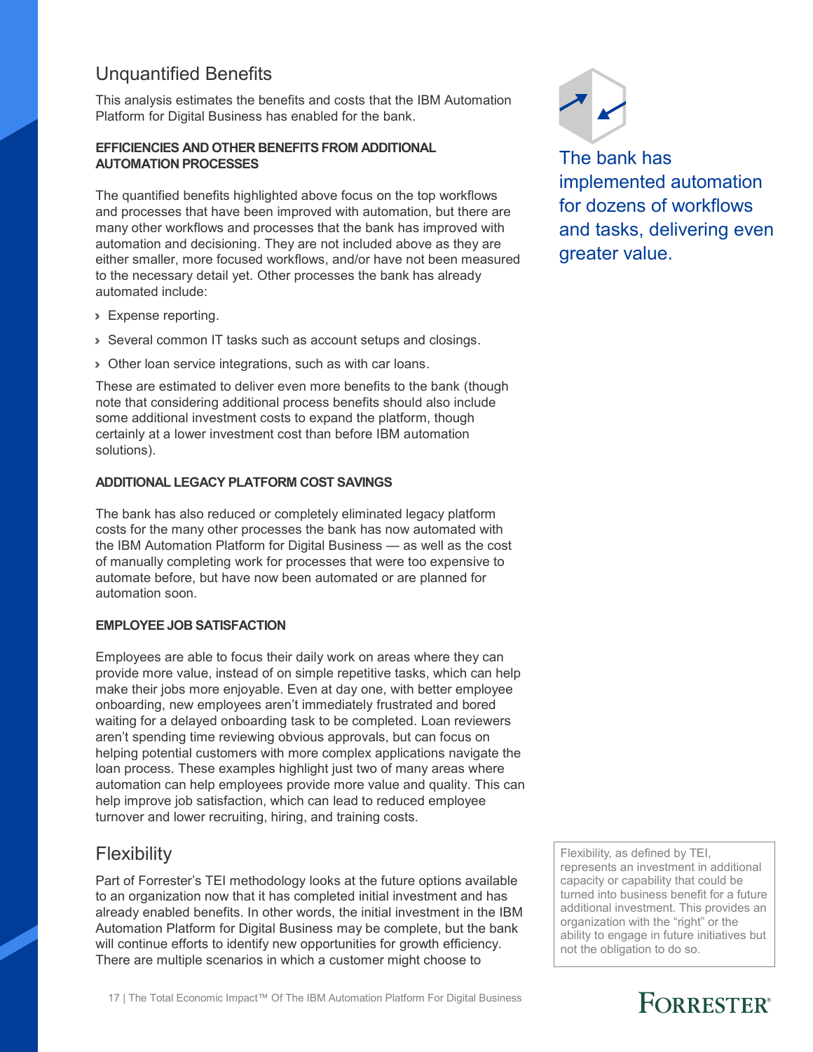## Unquantified Benefits

This analysis estimates the benefits and costs that the IBM Automation Platform for Digital Business has enabled for the bank.

**EFFICIENCIES AND OTHER BENEFITS FROM ADDITIONAL AUTOMATION PROCESSES**

The quantified benefits highlighted above focus on the top workflows and processes that have been improved with automation, but there are many other workflows and processes that the bank has improved with automation and decisioning. They are not included above as they are either smaller, more focused workflows, and/or have not been measured to the necessary detail yet. Other processes the bank has already automated include:

- Expense reporting.
- Several common IT tasks such as account setups and closings.
- Other loan service integrations, such as with car loans.

These are estimated to deliver even more benefits to the bank (though note that considering additional process benefits should also include some additional investment costs to expand the platform, though certainly at a lower investment cost than before IBM automation solutions).

**ADDITIONAL LEGACY PLATFORM COST SAVINGS**

The bank has also reduced or completely eliminated legacy platform costs for the many other processes the bank has now automated with the IBM Automation Platform for Digital Business — as well as the cost of manually completing work for processes that were too expensive to automate before, but have now been automated or are planned for automation soon.

**EMPLOYEE JOB SATISFACTION**

Employees are able to focus their daily work on areas where they can provide more value, instead of on simple repetitive tasks, which can help make their jobs more enjoyable. Even at day one, with better employee onboarding, new employees aren't immediately frustrated and bored waiting for a delayed onboarding task to be completed. Loan reviewers aren't spending time reviewing obvious approvals, but can focus on helping potential customers with more complex applications navigate the loan process. These examples highlight just two of many areas where automation can help employees provide more value and quality. This can help improve job satisfaction, which can lead to reduced employee turnover and lower recruiting, hiring, and training costs.

The bank has implemented automation for dozens of workflows and tasks, delivering even greater value.

## Flexibility

Part of Forrester's TEI methodology looks at the future options available to an organization now that it has completed initial investment and has already enabled benefits. In other words, the initial investment in the IBM Automation Platform for Digital Business may be complete, but the bank will continue efforts to identify new opportunities for growth efficiency. There are multiple scenarios in which a customer might choose to

Flexibility, as defined by TEI, represents an investment in additional capacity or capability that could be turned into business benefit for a future additional investment. This provides an organization with the "right" or the ability to engage in future initiatives but not the obligation to do so.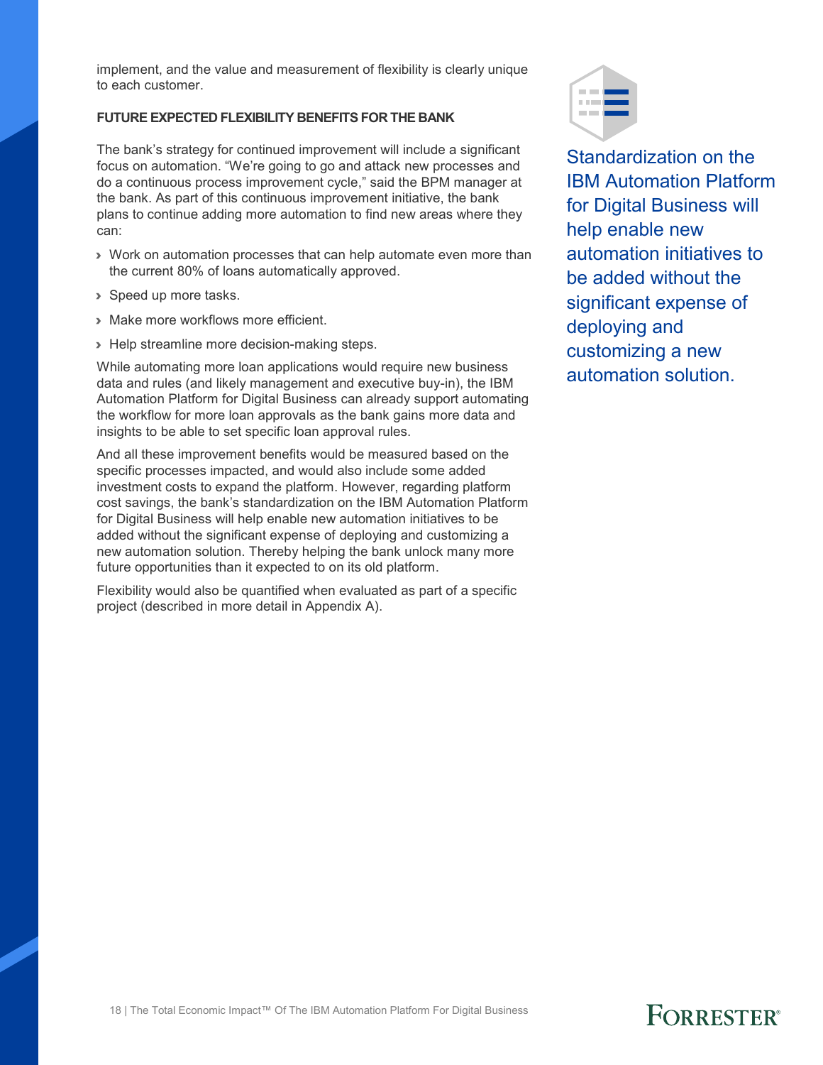implement, and the value and measurement of flexibility is clearly unique to each customer.

**FUTURE EXPECTED FLEXIBILITY BENEFITS FOR THE BANK**

The bank's strategy for continued improvement will include a significant focus on automation. "We're going to go and attack new processes and do a continuous process improvement cycle," said the BPM manager at the bank. As part of this continuous improvement initiative, the bank plans to continue adding more automation to find new areas where they can:

- Work on automation processes that can help automate even more than the current 80% of loans automatically approved.
- Speed up more tasks.
- Make more workflows more efficient.
- Help streamline more decision-making steps.

While automating more loan applications would require new business data and rules (and likely management and executive buy-in), the IBM Automation Platform for Digital Business can already support automating the workflow for more loan approvals as the bank gains more data and insights to be able to set specific loan approval rules.

And all these improvement benefits would be measured based on the specific processes impacted, and would also include some added investment costs to expand the platform. However, regarding platform cost savings, the bank's standardization on the IBM Automation Platform for Digital Business will help enable new automation initiatives to be added without the significant expense of deploying and customizing a new automation solution. Thereby helping the bank unlock many more future opportunities than it expected to on its old platform.

Flexibility would also be quantified when evaluated as part of a specific project (described in more detail in Appendix A).

Standardization on the IBM Automation Platform for Digital Business will help enable new automation initiatives to be added without the significant expense of deploying and customizing a new automation solution.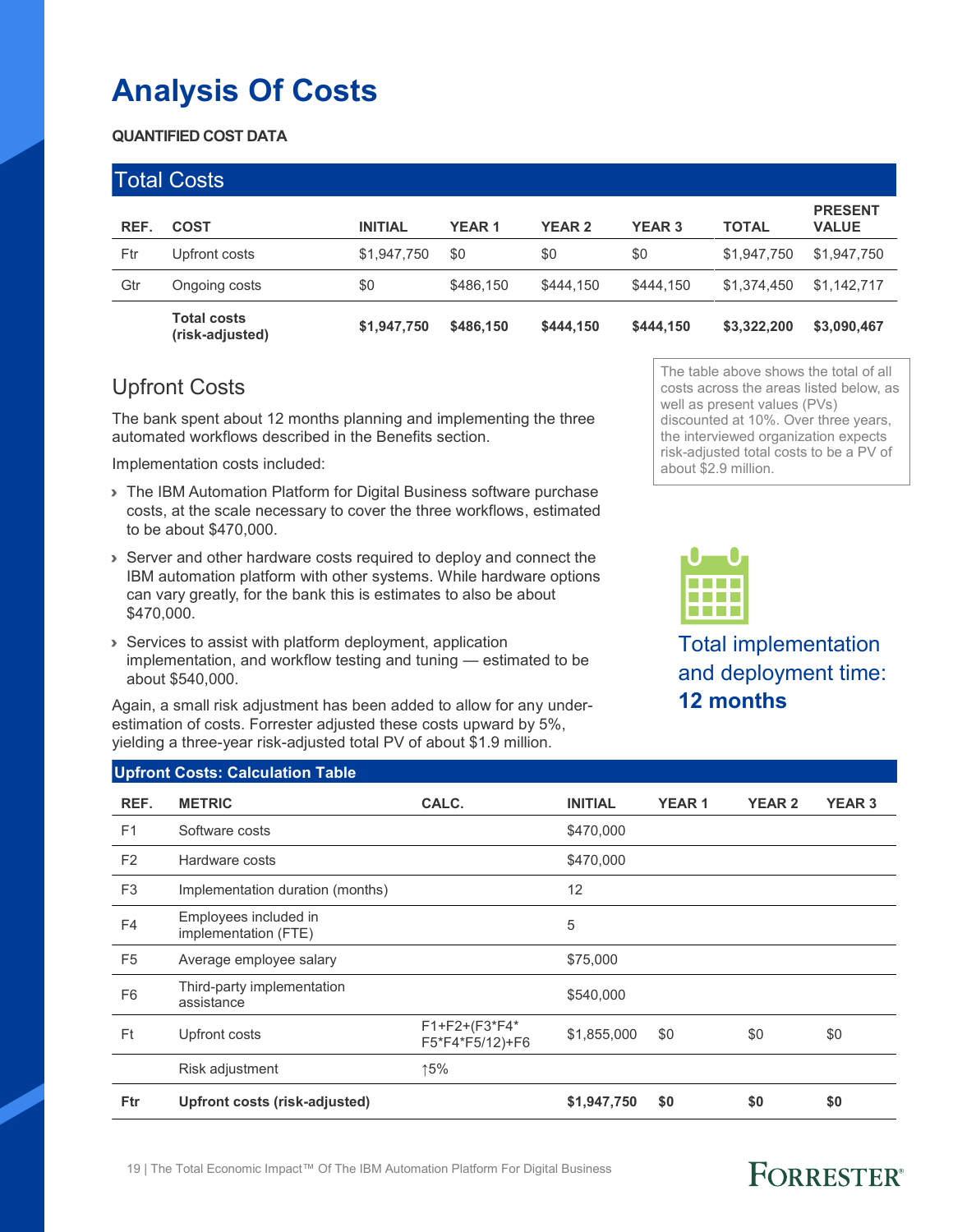# Analysis Of Costs

**QUANTIFIED COST DATA**

## Total Costs

| REF. | COST | INITIAL | YEAR 1 | YEAR 2 | YEAR 3 | TOTAL | PRESENT VALUE |
|---|---|---|---|---|---|---|---|
| Ftr | Upfront costs | $1,947,750 | $0 | $0 | $0 | $1,947,750 | $1,947,750 |
| Gtr | Ongoing costs | $0 | $486,150 | $444,150 | $444,150 | $1,374,450 | $1,142,717 |
| | **Total costs (risk-adjusted)** | **$1,947,750** | **$486,150** | **$444,150** | **$444,150** | **$3,322,200** | **$3,090,467** |

The table above shows the total of all costs across the areas listed below, as well as present values (PVs) discounted at 10%. Over three years, the interviewed organization expects risk-adjusted total costs to be a PV of about $2.9 million.

## Upfront Costs

The bank spent about 12 months planning and implementing the three automated workflows described in the Benefits section.

Implementation costs included:

- The IBM Automation Platform for Digital Business software purchase costs, at the scale necessary to cover the three workflows, estimated to be about $470,000.
- Server and other hardware costs required to deploy and connect the IBM automation platform with other systems. While hardware options can vary greatly, for the bank this is estimates to also be about $470,000.
- Services to assist with platform deployment, application implementation, and workflow testing and tuning — estimated to be about $540,000.

Again, a small risk adjustment has been added to allow for any under-estimation of costs. Forrester adjusted these costs upward by 5%, yielding a three-year risk-adjusted total PV of about $1.9 million.

Total implementation and deployment time: **12 months**

### Upfront Costs: Calculation Table

| REF. | METRIC | CALC. | INITIAL | YEAR 1 | YEAR 2 | YEAR 3 |
|---|---|---|---|---|---|---|
| F1 | Software costs | | $470,000 | | | |
| F2 | Hardware costs | | $470,000 | | | |
| F3 | Implementation duration (months) | | 12 | | | |
| F4 | Employees included in implementation (FTE) | | 5 | | | |
| F5 | Average employee salary | | $75,000 | | | |
| F6 | Third-party implementation assistance | | $540,000 | | | |
| Ft | Upfront costs | F1+F2+(F3*F4* F5*F4*F5/12)+F6 | $1,855,000 | $0 | $0 | $0 |
| | Risk adjustment | ↑5% | | | | |
| **Ftr** | **Upfront costs (risk-adjusted)** | | **$1,947,750** | **$0** | **$0** | **$0** |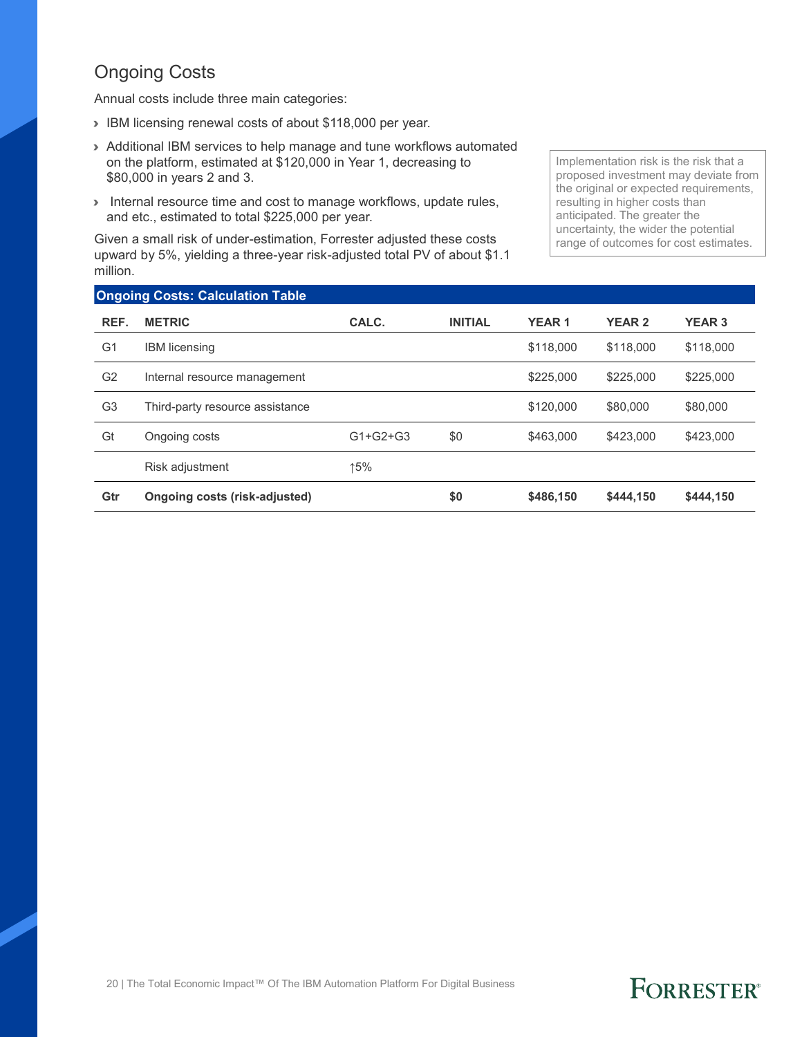## Ongoing Costs

Annual costs include three main categories:

- IBM licensing renewal costs of about $118,000 per year.
- Additional IBM services to help manage and tune workflows automated on the platform, estimated at $120,000 in Year 1, decreasing to $80,000 in years 2 and 3.
- Internal resource time and cost to manage workflows, update rules, and etc., estimated to total $225,000 per year.

Given a small risk of under-estimation, Forrester adjusted these costs upward by 5%, yielding a three-year risk-adjusted total PV of about $1.1 million.

> Implementation risk is the risk that a proposed investment may deviate from the original or expected requirements, resulting in higher costs than anticipated. The greater the uncertainty, the wider the potential range of outcomes for cost estimates.

**Ongoing Costs: Calculation Table**

| REF. | METRIC | CALC. | INITIAL | YEAR 1 | YEAR 2 | YEAR 3 |
|---|---|---|---|---|---|---|
| G1 | IBM licensing | | | $118,000 | $118,000 | $118,000 |
| G2 | Internal resource management | | | $225,000 | $225,000 | $225,000 |
| G3 | Third-party resource assistance | | | $120,000 | $80,000 | $80,000 |
| Gt | Ongoing costs | G1+G2+G3 | $0 | $463,000 | $423,000 | $423,000 |
| | Risk adjustment | ↑5% | | | | |
| **Gtr** | **Ongoing costs (risk-adjusted)** | | **$0** | **$486,150** | **$444,150** | **$444,150** |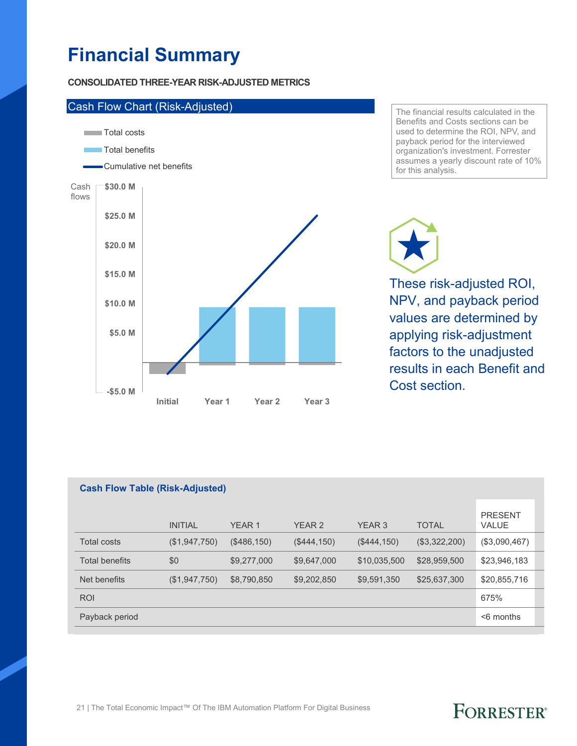# Financial Summary

**CONSOLIDATED THREE-YEAR RISK-ADJUSTED METRICS**

## Cash Flow Chart (Risk-Adjusted)

Total costs
Total benefits
Cumulative net benefits

Cash flows

$30.0 M
$25.0 M
$20.0 M
$15.0 M
$10.0 M
$5.0 M
-$5.0 M

Initial Year 1 Year 2 Year 3

The financial results calculated in the Benefits and Costs sections can be used to determine the ROI, NPV, and payback period for the interviewed organization's investment. Forrester assumes a yearly discount rate of 10% for this analysis.

These risk-adjusted ROI, NPV, and payback period values are determined by applying risk-adjustment factors to the unadjusted results in each Benefit and Cost section.

**Cash Flow Table (Risk-Adjusted)**

| | INITIAL | YEAR 1 | YEAR 2 | YEAR 3 | TOTAL | PRESENT VALUE |
|---|---|---|---|---|---|---|
| Total costs | ($1,947,750) | ($486,150) | ($444,150) | ($444,150) | ($3,322,200) | ($3,090,467) |
| Total benefits | $0 | $9,277,000 | $9,647,000 | $10,035,500 | $28,959,500 | $23,946,183 |
| Net benefits | ($1,947,750) | $8,790,850 | $9,202,850 | $9,591,350 | $25,637,300 | $20,855,716 |
| ROI | | | | | | 675% |
| Payback period | | | | | | <6 months |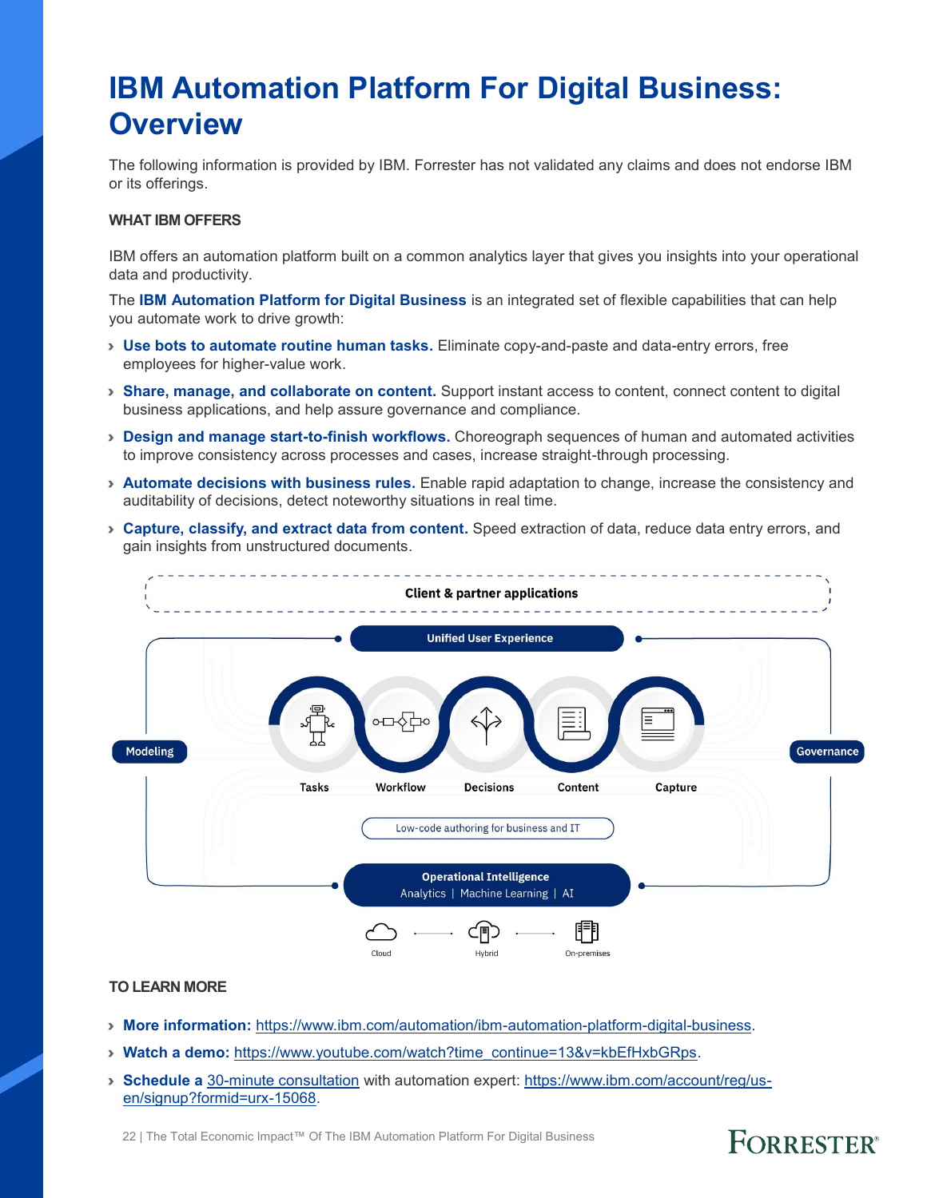# IBM Automation Platform For Digital Business: Overview

The following information is provided by IBM. Forrester has not validated any claims and does not endorse IBM or its offerings.

## WHAT IBM OFFERS

IBM offers an automation platform built on a common analytics layer that gives you insights into your operational data and productivity.

The **IBM Automation Platform for Digital Business** is an integrated set of flexible capabilities that can help you automate work to drive growth:

- **Use bots to automate routine human tasks.** Eliminate copy-and-paste and data-entry errors, free employees for higher-value work.
- **Share, manage, and collaborate on content.** Support instant access to content, connect content to digital business applications, and help assure governance and compliance.
- **Design and manage start-to-finish workflows.** Choreograph sequences of human and automated activities to improve consistency across processes and cases, increase straight-through processing.
- **Automate decisions with business rules.** Enable rapid adaptation to change, increase the consistency and auditability of decisions, detect noteworthy situations in real time.
- **Capture, classify, and extract data from content.** Speed extraction of data, reduce data entry errors, and gain insights from unstructured documents.

Client & partner applications

Unified User Experience

Modeling

Tasks | Workflow | Decisions | Content | Capture

Governance

Low-code authoring for business and IT

Operational Intelligence
Analytics | Machine Learning | AI

Cloud — Hybrid — On-premises

## TO LEARN MORE

- **More information:** https://www.ibm.com/automation/ibm-automation-platform-digital-business.
- **Watch a demo:** https://www.youtube.com/watch?time_continue=13&v=kbEfHxbGRps.
- **Schedule a** 30-minute consultation with automation expert: https://www.ibm.com/account/reg/us-en/signup?formid=urx-15068.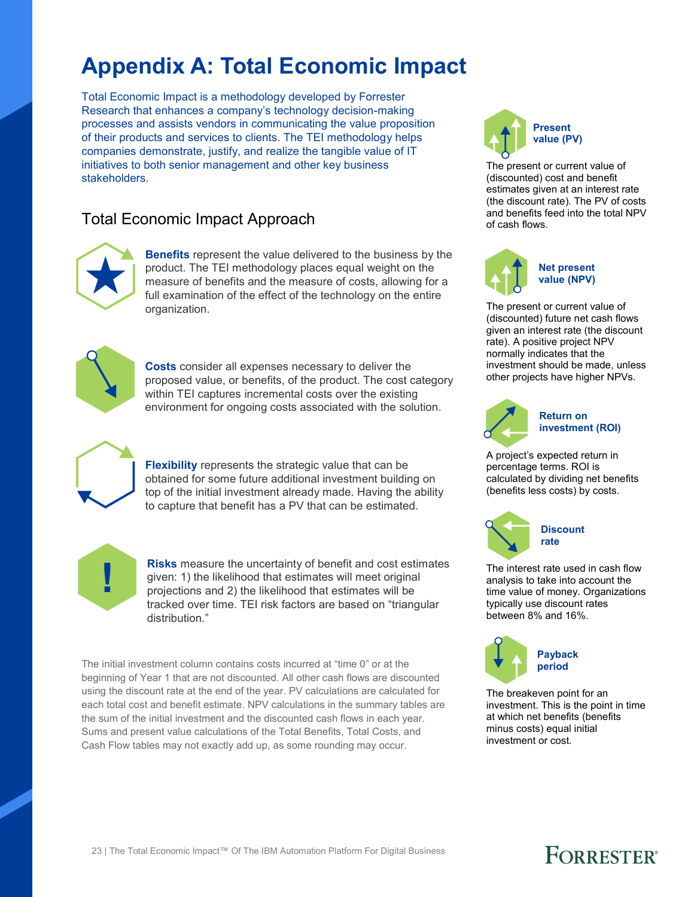# Appendix A: Total Economic Impact

Total Economic Impact is a methodology developed by Forrester Research that enhances a company's technology decision-making processes and assists vendors in communicating the value proposition of their products and services to clients. The TEI methodology helps companies demonstrate, justify, and realize the tangible value of IT initiatives to both senior management and other key business stakeholders.

## Total Economic Impact Approach

**Benefits** represent the value delivered to the business by the product. The TEI methodology places equal weight on the measure of benefits and the measure of costs, allowing for a full examination of the effect of the technology on the entire organization.

**Costs** consider all expenses necessary to deliver the proposed value, or benefits, of the product. The cost category within TEI captures incremental costs over the existing environment for ongoing costs associated with the solution.

**Flexibility** represents the strategic value that can be obtained for some future additional investment building on top of the initial investment already made. Having the ability to capture that benefit has a PV that can be estimated.

**Risks** measure the uncertainty of benefit and cost estimates given: 1) the likelihood that estimates will meet original projections and 2) the likelihood that estimates will be tracked over time. TEI risk factors are based on "triangular distribution."

The initial investment column contains costs incurred at "time 0" or at the beginning of Year 1 that are not discounted. All other cash flows are discounted using the discount rate at the end of the year. PV calculations are calculated for each total cost and benefit estimate. NPV calculations in the summary tables are the sum of the initial investment and the discounted cash flows in each year. Sums and present value calculations of the Total Benefits, Total Costs, and Cash Flow tables may not exactly add up, as some rounding may occur.

**Present value (PV)**

The present or current value of (discounted) cost and benefit estimates given at an interest rate (the discount rate). The PV of costs and benefits feed into the total NPV of cash flows.

**Net present value (NPV)**

The present or current value of (discounted) future net cash flows given an interest rate (the discount rate). A positive project NPV normally indicates that the investment should be made, unless other projects have higher NPVs.

**Return on investment (ROI)**

A project's expected return in percentage terms. ROI is calculated by dividing net benefits (benefits less costs) by costs.

**Discount rate**

The interest rate used in cash flow analysis to take into account the time value of money. Organizations typically use discount rates between 8% and 16%.

**Payback period**

The breakeven point for an investment. This is the point in time at which net benefits (benefits minus costs) equal initial investment or cost.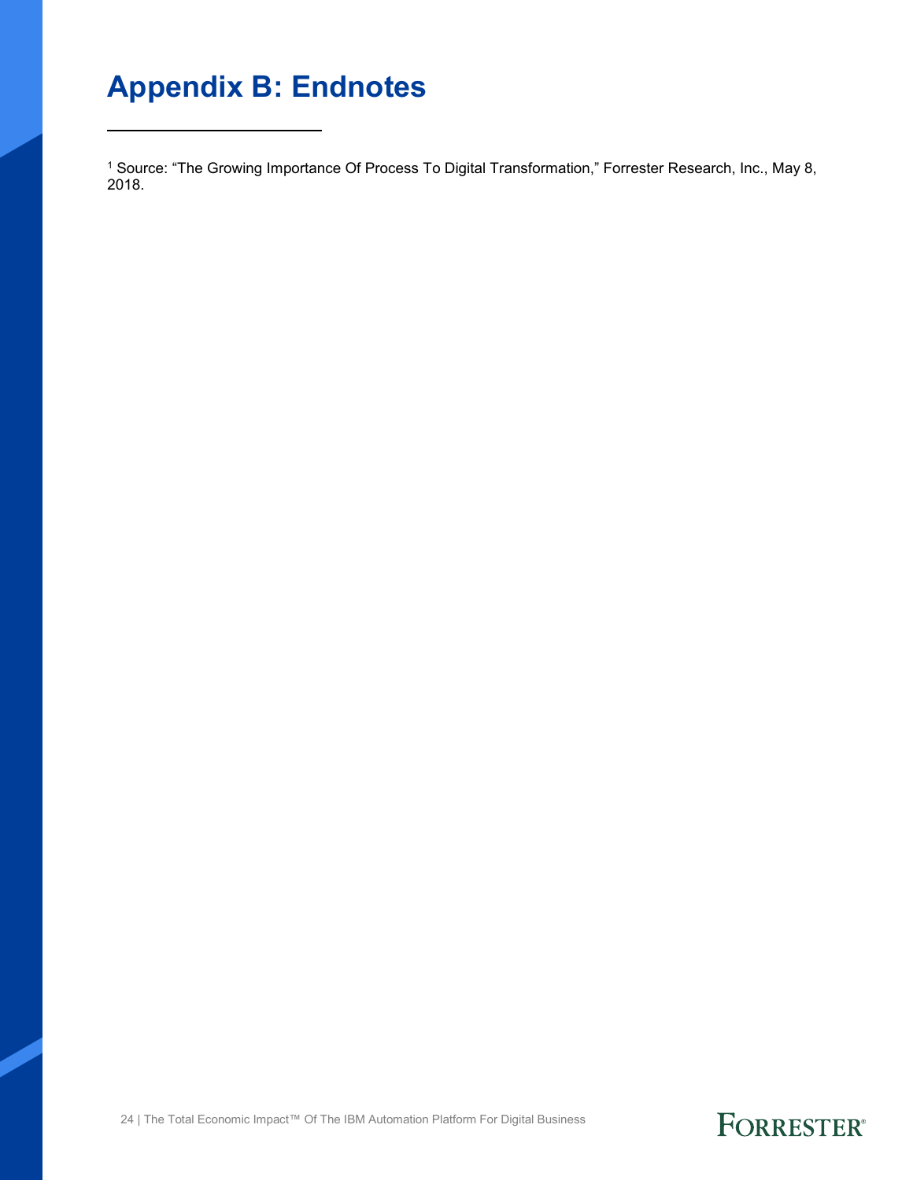# Appendix B: Endnotes

[1] Source: "The Growing Importance Of Process To Digital Transformation," Forrester Research, Inc., May 8, 2018.